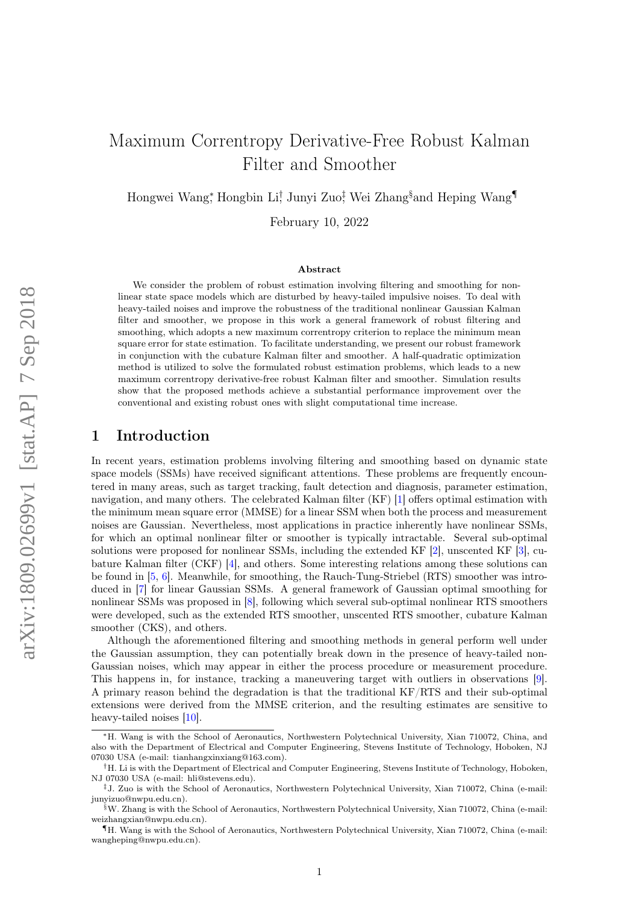# Maximum Correntropy Derivative-Free Robust Kalman Filter and Smoother

Hongwei Wang[*], Hongbin Li[†], Junyi Zuo[‡], Wei Zhang[§] and Heping Wang[¶]

February 10, 2022

### Abstract

We consider the problem of robust estimation involving filtering and smoothing for nonlinear state space models which are disturbed by heavy-tailed impulsive noises. To deal with heavy-tailed noises and improve the robustness of the traditional nonlinear Gaussian Kalman filter and smoother, we propose in this work a general framework of robust filtering and smoothing, which adopts a new maximum correntropy criterion to replace the minimum mean square error for state estimation. To facilitate understanding, we present our robust framework in conjunction with the cubature Kalman filter and smoother. A half-quadratic optimization method is utilized to solve the formulated robust estimation problems, which leads to a new maximum correntropy derivative-free robust Kalman filter and smoother. Simulation results show that the proposed methods achieve a substantial performance improvement over the conventional and existing robust ones with slight computational time increase.

## 1 Introduction

In recent years, estimation problems involving filtering and smoothing based on dynamic state space models (SSMs) have received significant attentions. These problems are frequently encountered in many areas, such as target tracking, fault detection and diagnosis, parameter estimation, navigation, and many others. The celebrated Kalman filter (KF) [1] offers optimal estimation with the minimum mean square error (MMSE) for a linear SSM when both the process and measurement noises are Gaussian. Nevertheless, most applications in practice inherently have nonlinear SSMs, for which an optimal nonlinear filter or smoother is typically intractable. Several sub-optimal solutions were proposed for nonlinear SSMs, including the extended KF [2], unscented KF [3], cubature Kalman filter (CKF) [4], and others. Some interesting relations among these solutions can be found in [5, 6]. Meanwhile, for smoothing, the Rauch-Tung-Striebel (RTS) smoother was introduced in [7] for linear Gaussian SSMs. A general framework of Gaussian optimal smoothing for nonlinear SSMs was proposed in [8], following which several sub-optimal nonlinear RTS smoothers were developed, such as the extended RTS smoother, unscented RTS smoother, cubature Kalman smoother (CKS), and others.

Although the aforementioned filtering and smoothing methods in general perform well under the Gaussian assumption, they can potentially break down in the presence of heavy-tailed non-Gaussian noises, which may appear in either the process procedure or measurement procedure. This happens in, for instance, tracking a maneuvering target with outliers in observations [9]. A primary reason behind the degradation is that the traditional KF/RTS and their sub-optimal extensions were derived from the MMSE criterion, and the resulting estimates are sensitive to heavy-tailed noises [10].

---

[*] H. Wang is with the School of Aeronautics, Northwestern Polytechnical University, Xian 710072, China, and also with the Department of Electrical and Computer Engineering, Stevens Institute of Technology, Hoboken, NJ 07030 USA (e-mail: tianhangxinxiang@163.com).

[†] H. Li is with the Department of Electrical and Computer Engineering, Stevens Institute of Technology, Hoboken, NJ 07030 USA (e-mail: hli@stevens.edu).

[‡] J. Zuo is with the School of Aeronautics, Northwestern Polytechnical University, Xian 710072, China (e-mail: junyizuo@nwpu.edu.cn).

[§] W. Zhang is with the School of Aeronautics, Northwestern Polytechnical University, Xian 710072, China (e-mail: weizhangxian@nwpu.edu.cn).

[¶] H. Wang is with the School of Aeronautics, Northwestern Polytechnical University, Xian 710072, China (e-mail: wangheping@nwpu.edu.cn).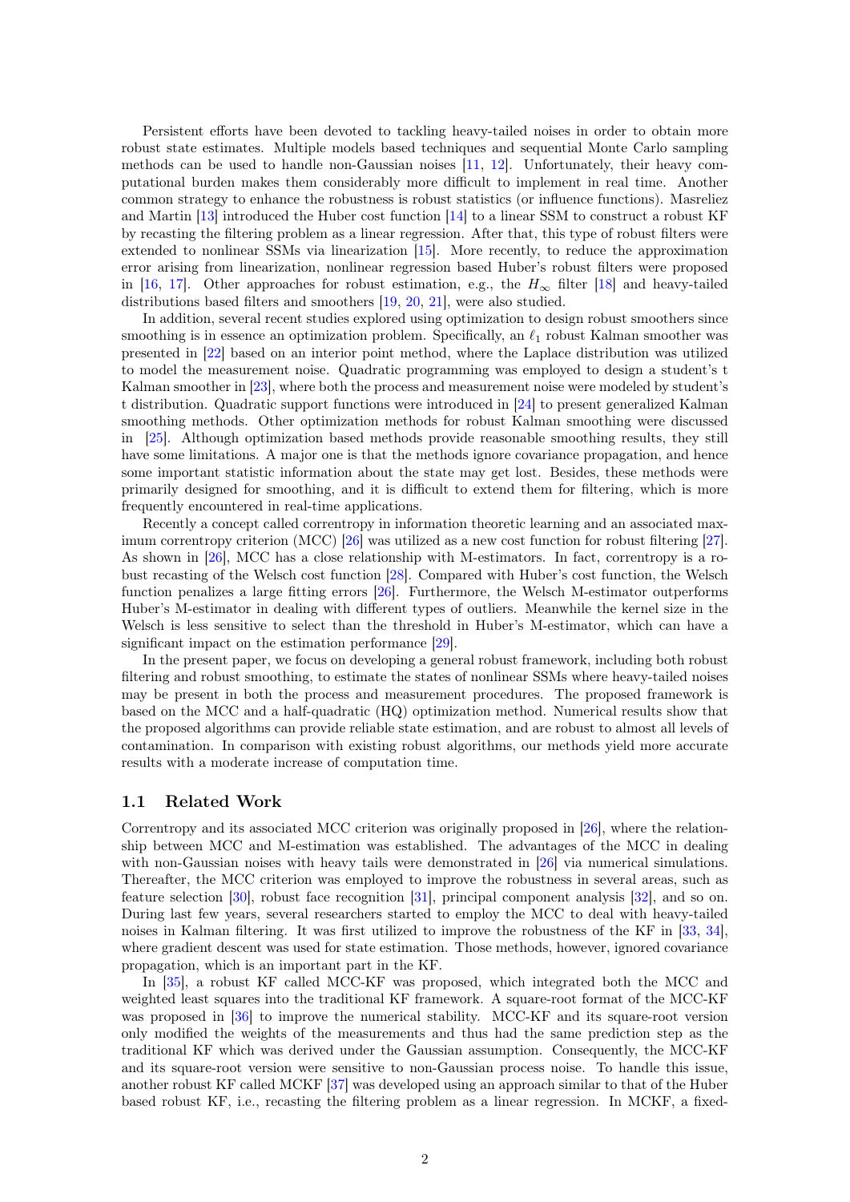Persistent efforts have been devoted to tackling heavy-tailed noises in order to obtain more robust state estimates. Multiple models based techniques and sequential Monte Carlo sampling methods can be used to handle non-Gaussian noises [11, 12]. Unfortunately, their heavy computational burden makes them considerably more difficult to implement in real time. Another common strategy to enhance the robustness is robust statistics (or influence functions). Masreliez and Martin [13] introduced the Huber cost function [14] to a linear SSM to construct a robust KF by recasting the filtering problem as a linear regression. After that, this type of robust filters were extended to nonlinear SSMs via linearization [15]. More recently, to reduce the approximation error arising from linearization, nonlinear regression based Huber's robust filters were proposed in [16, 17]. Other approaches for robust estimation, e.g., the $H_\infty$ filter [18] and heavy-tailed distributions based filters and smoothers [19, 20, 21], were also studied.

In addition, several recent studies explored using optimization to design robust smoothers since smoothing is in essence an optimization problem. Specifically, an $\ell_1$ robust Kalman smoother was presented in [22] based on an interior point method, where the Laplace distribution was utilized to model the measurement noise. Quadratic programming was employed to design a student's t Kalman smoother in [23], where both the process and measurement noise were modeled by student's t distribution. Quadratic support functions were introduced in [24] to present generalized Kalman smoothing methods. Other optimization methods for robust Kalman smoothing were discussed in [25]. Although optimization based methods provide reasonable smoothing results, they still have some limitations. A major one is that the methods ignore covariance propagation, and hence some important statistic information about the state may get lost. Besides, these methods were primarily designed for smoothing, and it is difficult to extend them for filtering, which is more frequently encountered in real-time applications.

Recently a concept called correntropy in information theoretic learning and an associated maximum correntropy criterion (MCC) [26] was utilized as a new cost function for robust filtering [27]. As shown in [26], MCC has a close relationship with M-estimators. In fact, correntropy is a robust recasting of the Welsch cost function [28]. Compared with Huber's cost function, the Welsch function penalizes a large fitting errors [26]. Furthermore, the Welsch M-estimator outperforms Huber's M-estimator in dealing with different types of outliers. Meanwhile the kernel size in the Welsch is less sensitive to select than the threshold in Huber's M-estimator, which can have a significant impact on the estimation performance [29].

In the present paper, we focus on developing a general robust framework, including both robust filtering and robust smoothing, to estimate the states of nonlinear SSMs where heavy-tailed noises may be present in both the process and measurement procedures. The proposed framework is based on the MCC and a half-quadratic (HQ) optimization method. Numerical results show that the proposed algorithms can provide reliable state estimation, and are robust to almost all levels of contamination. In comparison with existing robust algorithms, our methods yield more accurate results with a moderate increase of computation time.

## 1.1 Related Work

Correntropy and its associated MCC criterion was originally proposed in [26], where the relationship between MCC and M-estimation was established. The advantages of the MCC in dealing with non-Gaussian noises with heavy tails were demonstrated in [26] via numerical simulations. Thereafter, the MCC criterion was employed to improve the robustness in several areas, such as feature selection [30], robust face recognition [31], principal component analysis [32], and so on. During last few years, several researchers started to employ the MCC to deal with heavy-tailed noises in Kalman filtering. It was first utilized to improve the robustness of the KF in [33, 34], where gradient descent was used for state estimation. Those methods, however, ignored covariance propagation, which is an important part in the KF.

In [35], a robust KF called MCC-KF was proposed, which integrated both the MCC and weighted least squares into the traditional KF framework. A square-root format of the MCC-KF was proposed in [36] to improve the numerical stability. MCC-KF and its square-root version only modified the weights of the measurements and thus had the same prediction step as the traditional KF which was derived under the Gaussian assumption. Consequently, the MCC-KF and its square-root version were sensitive to non-Gaussian process noise. To handle this issue, another robust KF called MCKF [37] was developed using an approach similar to that of the Huber based robust KF, i.e., recasting the filtering problem as a linear regression. In MCKF, a fixed-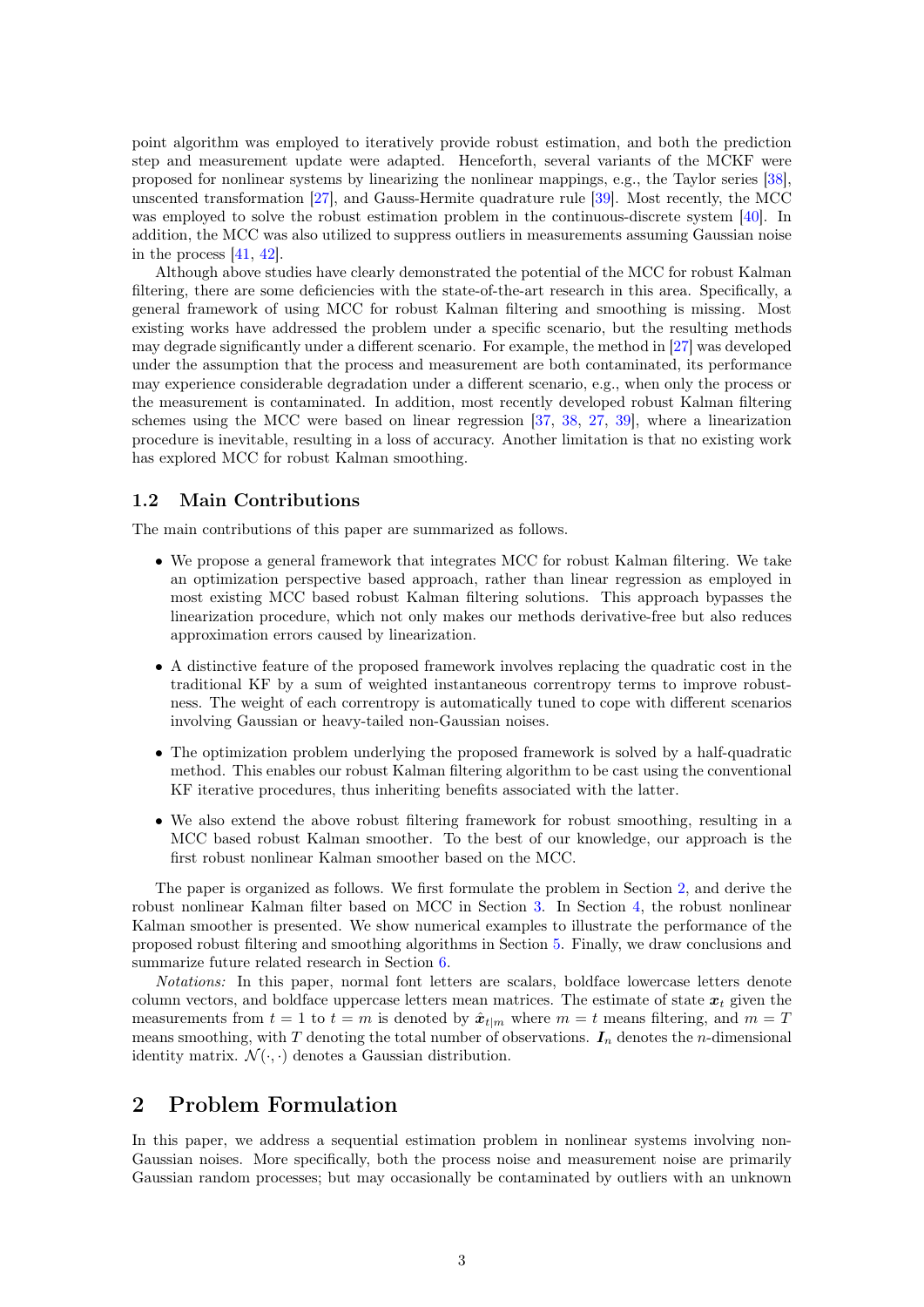point algorithm was employed to iteratively provide robust estimation, and both the prediction step and measurement update were adapted. Henceforth, several variants of the MCKF were proposed for nonlinear systems by linearizing the nonlinear mappings, e.g., the Taylor series [38], unscented transformation [27], and Gauss-Hermite quadrature rule [39]. Most recently, the MCC was employed to solve the robust estimation problem in the continuous-discrete system [40]. In addition, the MCC was also utilized to suppress outliers in measurements assuming Gaussian noise in the process [41, 42].

Although above studies have clearly demonstrated the potential of the MCC for robust Kalman filtering, there are some deficiencies with the state-of-the-art research in this area. Specifically, a general framework of using MCC for robust Kalman filtering and smoothing is missing. Most existing works have addressed the problem under a specific scenario, but the resulting methods may degrade significantly under a different scenario. For example, the method in [27] was developed under the assumption that the process and measurement are both contaminated, its performance may experience considerable degradation under a different scenario, e.g., when only the process or the measurement is contaminated. In addition, most recently developed robust Kalman filtering schemes using the MCC were based on linear regression [37, 38, 27, 39], where a linearization procedure is inevitable, resulting in a loss of accuracy. Another limitation is that no existing work has explored MCC for robust Kalman smoothing.

## 1.2 Main Contributions

The main contributions of this paper are summarized as follows.

- We propose a general framework that integrates MCC for robust Kalman filtering. We take an optimization perspective based approach, rather than linear regression as employed in most existing MCC based robust Kalman filtering solutions. This approach bypasses the linearization procedure, which not only makes our methods derivative-free but also reduces approximation errors caused by linearization.
- A distinctive feature of the proposed framework involves replacing the quadratic cost in the traditional KF by a sum of weighted instantaneous correntropy terms to improve robustness. The weight of each correntropy is automatically tuned to cope with different scenarios involving Gaussian or heavy-tailed non-Gaussian noises.
- The optimization problem underlying the proposed framework is solved by a half-quadratic method. This enables our robust Kalman filtering algorithm to be cast using the conventional KF iterative procedures, thus inheriting benefits associated with the latter.
- We also extend the above robust filtering framework for robust smoothing, resulting in a MCC based robust Kalman smoother. To the best of our knowledge, our approach is the first robust nonlinear Kalman smoother based on the MCC.

The paper is organized as follows. We first formulate the problem in Section 2, and derive the robust nonlinear Kalman filter based on MCC in Section 3. In Section 4, the robust nonlinear Kalman smoother is presented. We show numerical examples to illustrate the performance of the proposed robust filtering and smoothing algorithms in Section 5. Finally, we draw conclusions and summarize future related research in Section 6.

*Notations:* In this paper, normal font letters are scalars, boldface lowercase letters denote column vectors, and boldface uppercase letters mean matrices. The estimate of state $\boldsymbol{x}_t$ given the measurements from $t = 1$ to $t = m$ is denoted by $\hat{\boldsymbol{x}}_{t|m}$ where $m = t$ means filtering, and $m = T$ means smoothing, with $T$ denoting the total number of observations. $\boldsymbol{I}_n$ denotes the $n$-dimensional identity matrix. $\mathcal{N}(\cdot, \cdot)$ denotes a Gaussian distribution.

# 2 Problem Formulation

In this paper, we address a sequential estimation problem in nonlinear systems involving non-Gaussian noises. More specifically, both the process noise and measurement noise are primarily Gaussian random processes; but may occasionally be contaminated by outliers with an unknown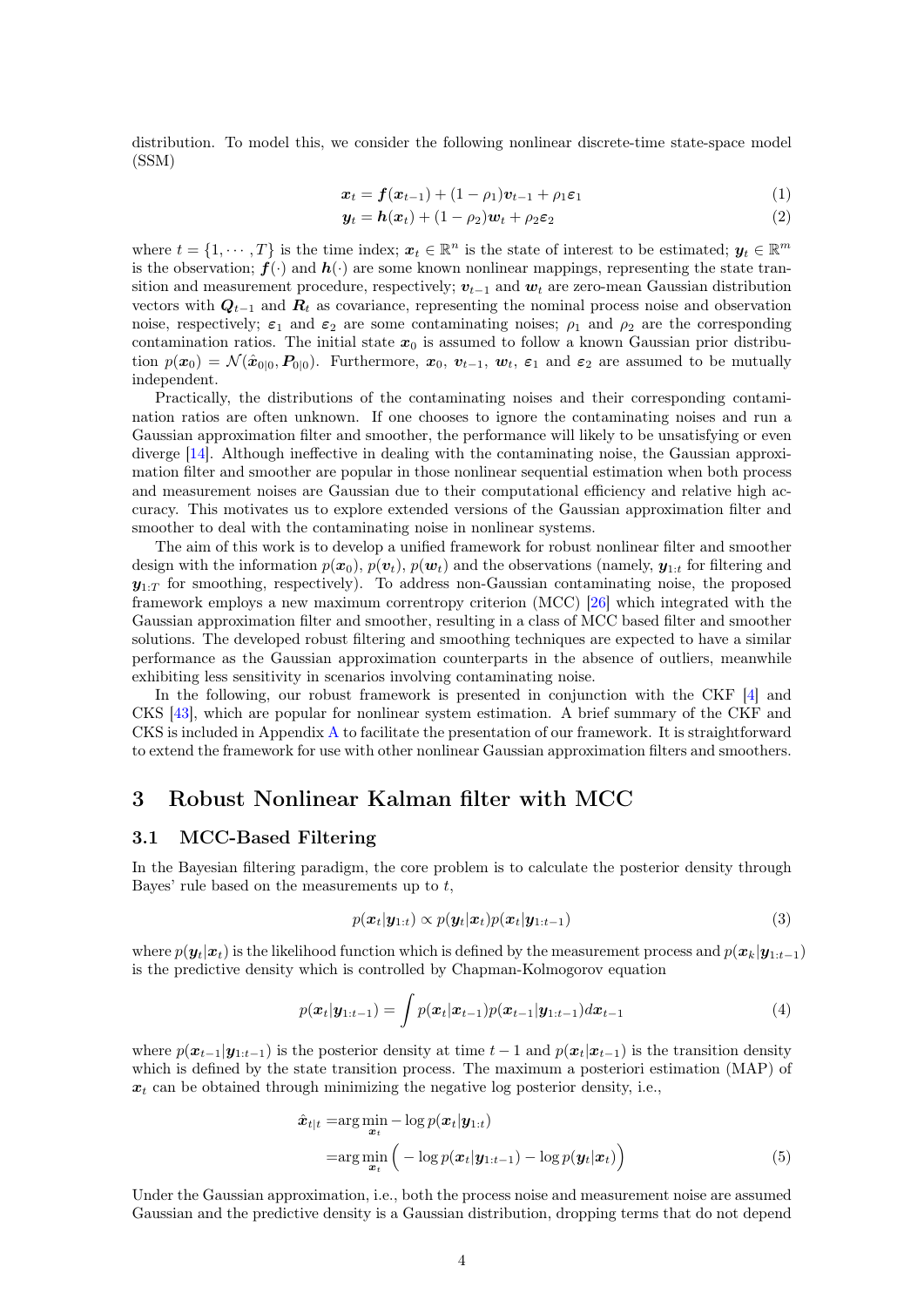distribution. To model this, we consider the following nonlinear discrete-time state-space model (SSM)

$$\boldsymbol{x}_t = \boldsymbol{f}(\boldsymbol{x}_{t-1}) + (1-\rho_1)\boldsymbol{v}_{t-1} + \rho_1 \boldsymbol{\varepsilon}_1 \tag{1}$$

$$\boldsymbol{y}_t = \boldsymbol{h}(\boldsymbol{x}_t) + (1-\rho_2)\boldsymbol{w}_t + \rho_2 \boldsymbol{\varepsilon}_2 \tag{2}$$

where $t = \{1, \cdots, T\}$ is the time index; $\boldsymbol{x}_t \in \mathbb{R}^n$ is the state of interest to be estimated; $\boldsymbol{y}_t \in \mathbb{R}^m$ is the observation; $\boldsymbol{f}(\cdot)$ and $\boldsymbol{h}(\cdot)$ are some known nonlinear mappings, representing the state transition and measurement procedure, respectively; $\boldsymbol{v}_{t-1}$ and $\boldsymbol{w}_t$ are zero-mean Gaussian distribution vectors with $\boldsymbol{Q}_{t-1}$ and $\boldsymbol{R}_t$ as covariance, representing the nominal process noise and observation noise, respectively; $\boldsymbol{\varepsilon}_1$ and $\boldsymbol{\varepsilon}_2$ are some contaminating noises; $\rho_1$ and $\rho_2$ are the corresponding contamination ratios. The initial state $\boldsymbol{x}_0$ is assumed to follow a known Gaussian prior distribution $p(\boldsymbol{x}_0) = \mathcal{N}(\hat{\boldsymbol{x}}_{0|0}, \boldsymbol{P}_{0|0})$. Furthermore, $\boldsymbol{x}_0$, $\boldsymbol{v}_{t-1}$, $\boldsymbol{w}_t$, $\boldsymbol{\varepsilon}_1$ and $\boldsymbol{\varepsilon}_2$ are assumed to be mutually independent.

Practically, the distributions of the contaminating noises and their corresponding contamination ratios are often unknown. If one chooses to ignore the contaminating noises and run a Gaussian approximation filter and smoother, the performance will likely to be unsatisfying or even diverge [14]. Although ineffective in dealing with the contaminating noise, the Gaussian approximation filter and smoother are popular in those nonlinear sequential estimation when both process and measurement noises are Gaussian due to their computational efficiency and relative high accuracy. This motivates us to explore extended versions of the Gaussian approximation filter and smoother to deal with the contaminating noise in nonlinear systems.

The aim of this work is to develop a unified framework for robust nonlinear filter and smoother design with the information $p(\boldsymbol{x}_0)$, $p(\boldsymbol{v}_t)$, $p(\boldsymbol{w}_t)$ and the observations (namely, $\boldsymbol{y}_{1:t}$ for filtering and $\boldsymbol{y}_{1:T}$ for smoothing, respectively). To address non-Gaussian contaminating noise, the proposed framework employs a new maximum correntropy criterion (MCC) [26] which integrated with the Gaussian approximation filter and smoother, resulting in a class of MCC based filter and smoother solutions. The developed robust filtering and smoothing techniques are expected to have a similar performance as the Gaussian approximation counterparts in the absence of outliers, meanwhile exhibiting less sensitivity in scenarios involving contaminating noise.

In the following, our robust framework is presented in conjunction with the CKF [4] and CKS [43], which are popular for nonlinear system estimation. A brief summary of the CKF and CKS is included in Appendix A to facilitate the presentation of our framework. It is straightforward to extend the framework for use with other nonlinear Gaussian approximation filters and smoothers.

# 3 Robust Nonlinear Kalman filter with MCC

## 3.1 MCC-Based Filtering

In the Bayesian filtering paradigm, the core problem is to calculate the posterior density through Bayes' rule based on the measurements up to $t$,

$$p(\boldsymbol{x}_t|\boldsymbol{y}_{1:t}) \propto p(\boldsymbol{y}_t|\boldsymbol{x}_t)p(\boldsymbol{x}_t|\boldsymbol{y}_{1:t-1}) \tag{3}$$

where $p(\boldsymbol{y}_t|\boldsymbol{x}_t)$ is the likelihood function which is defined by the measurement process and $p(\boldsymbol{x}_k|\boldsymbol{y}_{1:t-1})$ is the predictive density which is controlled by Chapman-Kolmogorov equation

$$p(\boldsymbol{x}_t|\boldsymbol{y}_{1:t-1}) = \int p(\boldsymbol{x}_t|\boldsymbol{x}_{t-1})p(\boldsymbol{x}_{t-1}|\boldsymbol{y}_{1:t-1})d\boldsymbol{x}_{t-1} \tag{4}$$

where $p(\boldsymbol{x}_{t-1}|\boldsymbol{y}_{1:t-1})$ is the posterior density at time $t-1$ and $p(\boldsymbol{x}_t|\boldsymbol{x}_{t-1})$ is the transition density which is defined by the state transition process. The maximum a posteriori estimation (MAP) of $\boldsymbol{x}_t$ can be obtained through minimizing the negative log posterior density, i.e.,

$$\begin{aligned}
\hat{\boldsymbol{x}}_{t|t} =& \arg\min_{\boldsymbol{x}_t} -\log p(\boldsymbol{x}_t|\boldsymbol{y}_{1:t}) \\
=& \arg\min_{\boldsymbol{x}_t} \Big( -\log p(\boldsymbol{x}_t|\boldsymbol{y}_{1:t-1}) - \log p(\boldsymbol{y}_t|\boldsymbol{x}_t) \Big)
\end{aligned} \tag{5}$$

Under the Gaussian approximation, i.e., both the process noise and measurement noise are assumed Gaussian and the predictive density is a Gaussian distribution, dropping terms that do not depend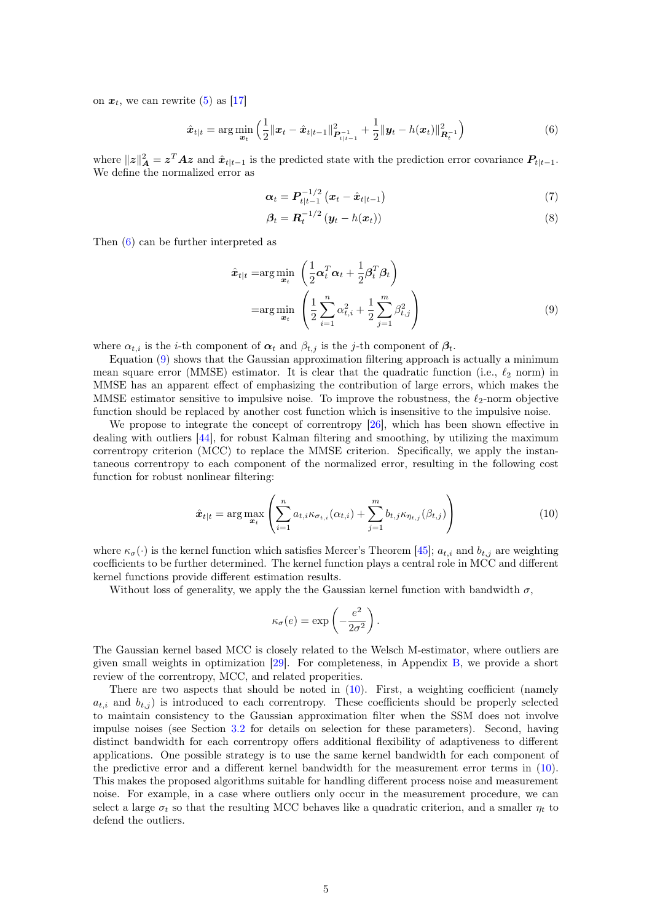on $\boldsymbol{x}_t$, we can rewrite (5) as [17]

$$\hat{\boldsymbol{x}}_{t|t} = \arg\min_{\boldsymbol{x}_t} \left( \frac{1}{2}\|\boldsymbol{x}_t - \hat{\boldsymbol{x}}_{t|t-1}\|^2_{\boldsymbol{P}^{-1}_{t|t-1}} + \frac{1}{2}\|\boldsymbol{y}_t - h(\boldsymbol{x}_t)\|^2_{\boldsymbol{R}^{-1}_t} \right) \tag{6}$$

where $\|\boldsymbol{z}\|^2_{\boldsymbol{A}} = \boldsymbol{z}^T\boldsymbol{A}\boldsymbol{z}$ and $\hat{\boldsymbol{x}}_{t|t-1}$ is the predicted state with the prediction error covariance $\boldsymbol{P}_{t|t-1}$. We define the normalized error as

$$\boldsymbol{\alpha}_t = \boldsymbol{P}^{-1/2}_{t|t-1}\left(\boldsymbol{x}_t - \hat{\boldsymbol{x}}_{t|t-1}\right) \tag{7}$$

$$\boldsymbol{\beta}_t = \boldsymbol{R}^{-1/2}_t\left(\boldsymbol{y}_t - h(\boldsymbol{x}_t)\right) \tag{8}$$

Then (6) can be further interpreted as

$$\begin{aligned}
\hat{\boldsymbol{x}}_{t|t} =& \arg\min_{\boldsymbol{x}_t} \left( \frac{1}{2}\boldsymbol{\alpha}_t^T\boldsymbol{\alpha}_t + \frac{1}{2}\boldsymbol{\beta}_t^T\boldsymbol{\beta}_t \right) \\
=& \arg\min_{\boldsymbol{x}_t} \left( \frac{1}{2}\sum_{i=1}^{n}\alpha_{t,i}^2 + \frac{1}{2}\sum_{j=1}^{m}\beta_{t,j}^2 \right)
\end{aligned} \tag{9}$$

where $\alpha_{t,i}$ is the $i$-th component of $\boldsymbol{\alpha}_t$ and $\beta_{t,j}$ is the $j$-th component of $\boldsymbol{\beta}_t$.

Equation (9) shows that the Gaussian approximation filtering approach is actually a minimum mean square error (MMSE) estimator. It is clear that the quadratic function (i.e., $\ell_2$ norm) in MMSE has an apparent effect of emphasizing the contribution of large errors, which makes the MMSE estimator sensitive to impulsive noise. To improve the robustness, the $\ell_2$-norm objective function should be replaced by another cost function which is insensitive to the impulsive noise.

We propose to integrate the concept of correntropy [26], which has been shown effective in dealing with outliers [44], for robust Kalman filtering and smoothing, by utilizing the maximum correntropy criterion (MCC) to replace the MMSE criterion. Specifically, we apply the instantaneous correntropy to each component of the normalized error, resulting in the following cost function for robust nonlinear filtering:

$$\hat{\boldsymbol{x}}_{t|t} = \arg\max_{\boldsymbol{x}_t} \left( \sum_{i=1}^{n} a_{t,i}\kappa_{\sigma_{t,i}}(\alpha_{t,i}) + \sum_{j=1}^{m} b_{t,j}\kappa_{\eta_{t,j}}(\beta_{t,j}) \right) \tag{10}$$

where $\kappa_\sigma(\cdot)$ is the kernel function which satisfies Mercer's Theorem [45]; $a_{t,i}$ and $b_{t,j}$ are weighting coefficients to be further determined. The kernel function plays a central role in MCC and different kernel functions provide different estimation results.

Without loss of generality, we apply the the Gaussian kernel function with bandwidth $\sigma$,

$$\kappa_\sigma(e) = \exp\left(-\frac{e^2}{2\sigma^2}\right).$$

The Gaussian kernel based MCC is closely related to the Welsch M-estimator, where outliers are given small weights in optimization [29]. For completeness, in Appendix B, we provide a short review of the correntropy, MCC, and related properties.

There are two aspects that should be noted in (10). First, a weighting coefficient (namely $a_{t,i}$ and $b_{t,j}$) is introduced to each correntropy. These coefficients should be properly selected to maintain consistency to the Gaussian approximation filter when the SSM does not involve impulse noises (see Section 3.2 for details on selection for these parameters). Second, having distinct bandwidth for each correntropy offers additional flexibility of adaptiveness to different applications. One possible strategy is to use the same kernel bandwidth for each component of the predictive error and a different kernel bandwidth for the measurement error terms in (10). This makes the proposed algorithms suitable for handling different process noise and measurement noise. For example, in a case where outliers only occur in the measurement procedure, we can select a large $\sigma_t$ so that the resulting MCC behaves like a quadratic criterion, and a smaller $\eta_t$ to defend the outliers.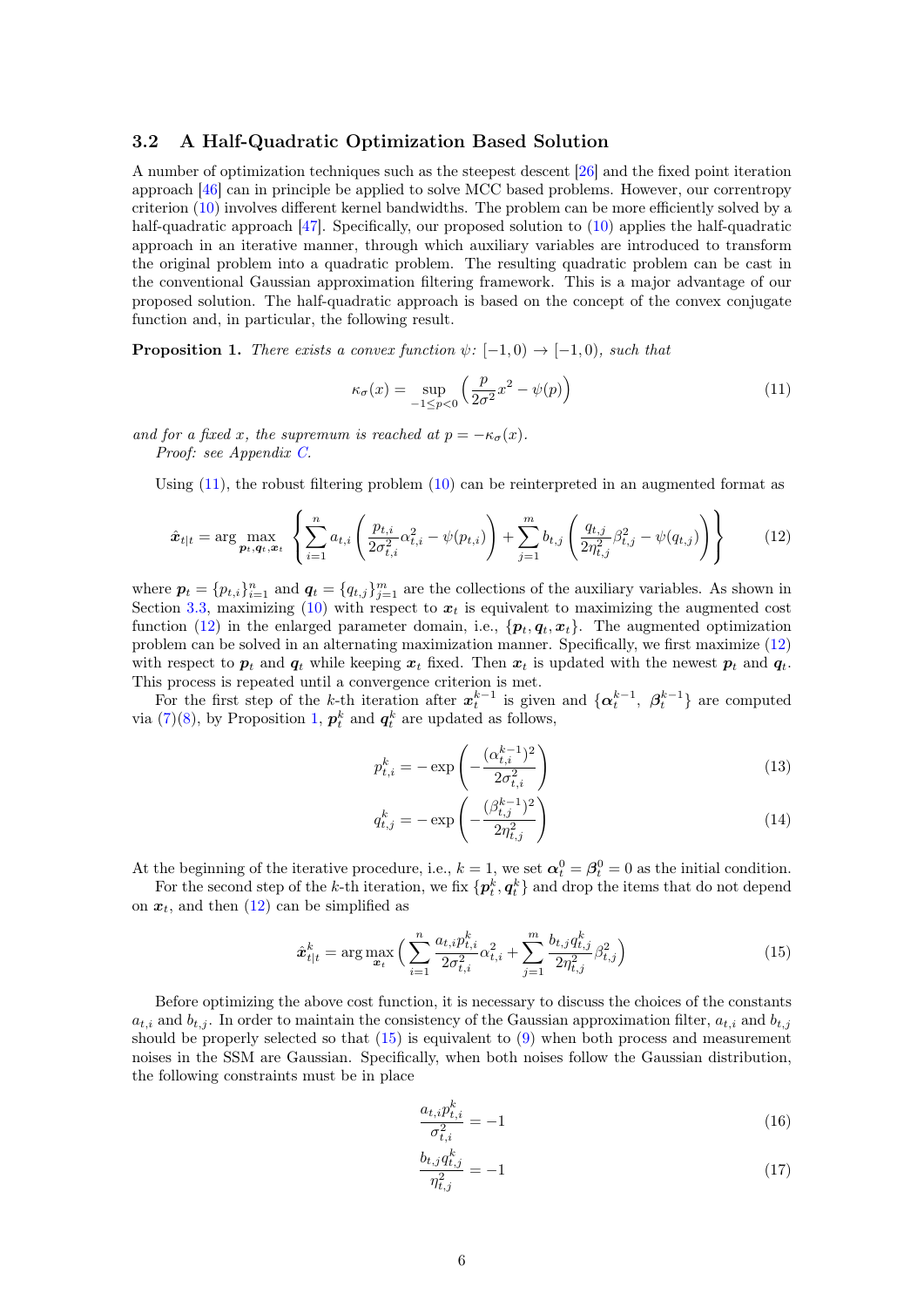### 3.2 A Half-Quadratic Optimization Based Solution

A number of optimization techniques such as the steepest descent [26] and the fixed point iteration approach [46] can in principle be applied to solve MCC based problems. However, our correntropy criterion (10) involves different kernel bandwidths. The problem can be more efficiently solved by a half-quadratic approach [47]. Specifically, our proposed solution to (10) applies the half-quadratic approach in an iterative manner, through which auxiliary variables are introduced to transform the original problem into a quadratic problem. The resulting quadratic problem can be cast in the conventional Gaussian approximation filtering framework. This is a major advantage of our proposed solution. The half-quadratic approach is based on the concept of the convex conjugate function and, in particular, the following result.

**Proposition 1.** *There exists a convex function $\psi$: $[-1, 0) \to [-1, 0)$, such that*

$$\kappa_\sigma(x) = \sup_{-1 \le p < 0} \left( \frac{p}{2\sigma^2} x^2 - \psi(p) \right) \tag{11}$$

*and for a fixed $x$, the supremum is reached at $p = -\kappa_\sigma(x)$.*
*Proof: see Appendix C.*

Using (11), the robust filtering problem (10) can be reinterpreted in an augmented format as

$$\hat{\boldsymbol{x}}_{t|t} = \arg \max_{\boldsymbol{p}_t, \boldsymbol{q}_t, \boldsymbol{x}_t} \left\{ \sum_{i=1}^{n} a_{t,i} \left( \frac{p_{t,i}}{2\sigma_{t,i}^2} \alpha_{t,i}^2 - \psi(p_{t,i}) \right) + \sum_{j=1}^{m} b_{t,j} \left( \frac{q_{t,j}}{2\eta_{t,j}^2} \beta_{t,j}^2 - \psi(q_{t,j}) \right) \right\} \tag{12}$$

where $\boldsymbol{p}_t = \{p_{t,i}\}_{i=1}^n$ and $\boldsymbol{q}_t = \{q_{t,j}\}_{j=1}^m$ are the collections of the auxiliary variables. As shown in Section 3.3, maximizing (10) with respect to $\boldsymbol{x}_t$ is equivalent to maximizing the augmented cost function (12) in the enlarged parameter domain, i.e., $\{\boldsymbol{p}_t, \boldsymbol{q}_t, \boldsymbol{x}_t\}$. The augmented optimization problem can be solved in an alternating maximization manner. Specifically, we first maximize (12) with respect to $\boldsymbol{p}_t$ and $\boldsymbol{q}_t$ while keeping $\boldsymbol{x}_t$ fixed. Then $\boldsymbol{x}_t$ is updated with the newest $\boldsymbol{p}_t$ and $\boldsymbol{q}_t$. This process is repeated until a convergence criterion is met.

For the first step of the $k$-th iteration after $\boldsymbol{x}_t^{k-1}$ is given and $\{\boldsymbol{\alpha}_t^{k-1}, \ \boldsymbol{\beta}_t^{k-1}\}$ are computed via (7)(8), by Proposition 1, $\boldsymbol{p}_t^k$ and $\boldsymbol{q}_t^k$ are updated as follows,

$$p_{t,i}^k = -\exp\left( -\frac{(\alpha_{t,i}^{k-1})^2}{2\sigma_{t,i}^2} \right) \tag{13}$$

$$q_{t,j}^k = -\exp\left( -\frac{(\beta_{t,j}^{k-1})^2}{2\eta_{t,j}^2} \right) \tag{14}$$

At the beginning of the iterative procedure, i.e., $k = 1$, we set $\boldsymbol{\alpha}_t^0 = \boldsymbol{\beta}_t^0 = 0$ as the initial condition.

For the second step of the $k$-th iteration, we fix $\{\boldsymbol{p}_t^k, \boldsymbol{q}_t^k\}$ and drop the items that do not depend on $\boldsymbol{x}_t$, and then (12) can be simplified as

$$\hat{\boldsymbol{x}}_{t|t}^k = \arg \max_{\boldsymbol{x}_t} \Big( \sum_{i=1}^{n} \frac{a_{t,i} p_{t,i}^k}{2\sigma_{t,i}^2} \alpha_{t,i}^2 + \sum_{j=1}^{m} \frac{b_{t,j} q_{t,j}^k}{2\eta_{t,j}^2} \beta_{t,j}^2 \Big) \tag{15}$$

Before optimizing the above cost function, it is necessary to discuss the choices of the constants $a_{t,i}$ and $b_{t,j}$. In order to maintain the consistency of the Gaussian approximation filter, $a_{t,i}$ and $b_{t,j}$ should be properly selected so that (15) is equivalent to (9) when both process and measurement noises in the SSM are Gaussian. Specifically, when both noises follow the Gaussian distribution, the following constraints must be in place

$$\frac{a_{t,i} p_{t,i}^k}{\sigma_{t,i}^2} = -1 \tag{16}$$

$$\frac{b_{t,j} q_{t,j}^k}{\eta_{t,j}^2} = -1 \tag{17}$$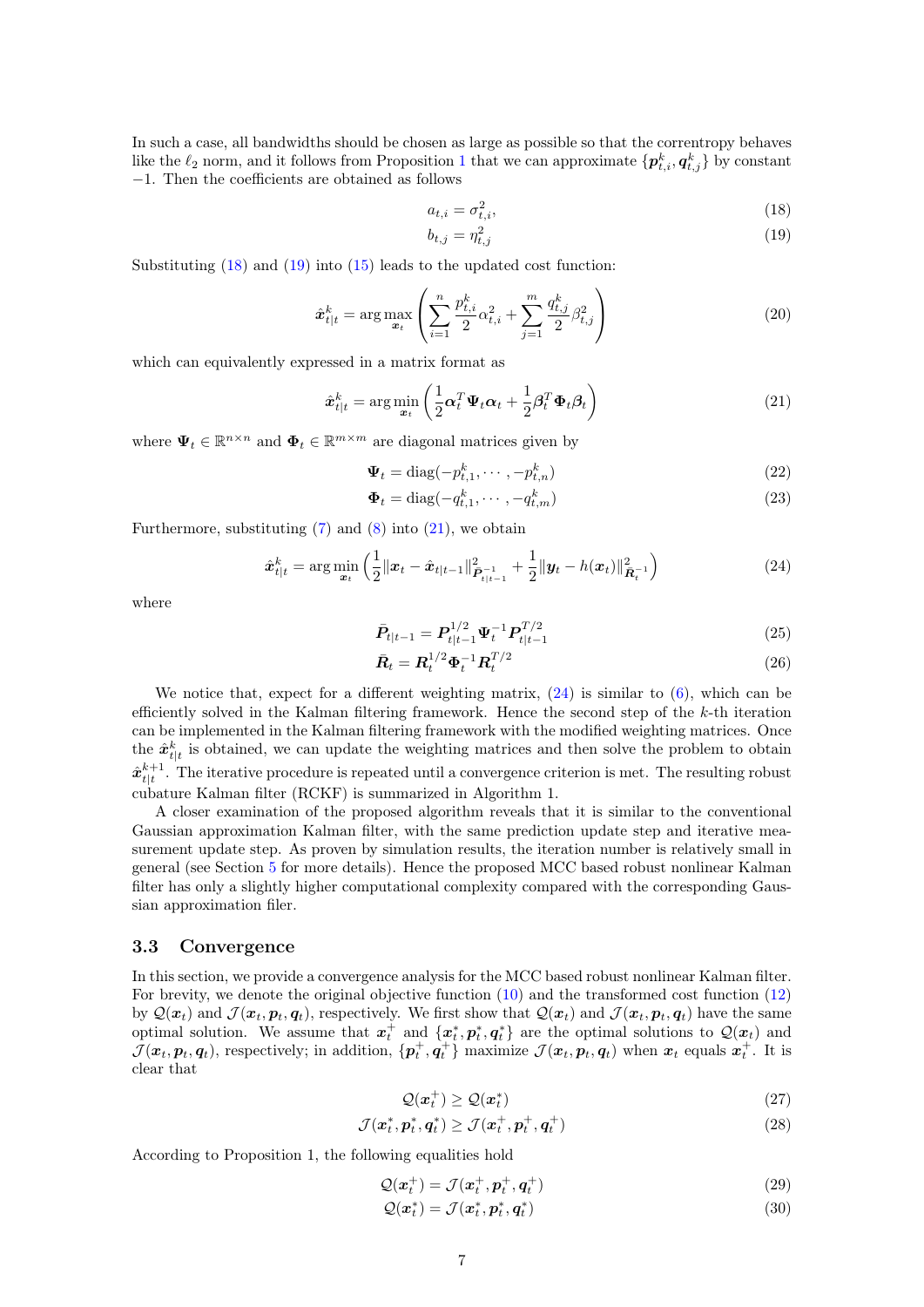In such a case, all bandwidths should be chosen as large as possible so that the correntropy behaves like the $\ell_2$ norm, and it follows from Proposition 1 that we can approximate $\{\boldsymbol{p}_{t,i}^k, \boldsymbol{q}_{t,j}^k\}$ by constant $-1$. Then the coefficients are obtained as follows

$$a_{t,i} = \sigma_{t,i}^2, \tag{18}$$

$$b_{t,j} = \eta_{t,j}^2 \tag{19}$$

Substituting (18) and (19) into (15) leads to the updated cost function:

$$\hat{\boldsymbol{x}}_{t|t}^k = \arg\max_{\boldsymbol{x}_t} \left( \sum_{i=1}^{n} \frac{p_{t,i}^k}{2} \alpha_{t,i}^2 + \sum_{j=1}^{m} \frac{q_{t,j}^k}{2} \beta_{t,j}^2 \right) \tag{20}$$

which can equivalently expressed in a matrix format as

$$\hat{\boldsymbol{x}}_{t|t}^k = \arg\min_{\boldsymbol{x}_t} \left( \frac{1}{2} \boldsymbol{\alpha}_t^T \boldsymbol{\Psi}_t \boldsymbol{\alpha}_t + \frac{1}{2} \boldsymbol{\beta}_t^T \boldsymbol{\Phi}_t \boldsymbol{\beta}_t \right) \tag{21}$$

where $\boldsymbol{\Psi}_t \in \mathbb{R}^{n\times n}$ and $\boldsymbol{\Phi}_t \in \mathbb{R}^{m\times m}$ are diagonal matrices given by

$$\boldsymbol{\Psi}_t = \text{diag}(-p_{t,1}^k, \cdots, -p_{t,n}^k) \tag{22}$$

$$\boldsymbol{\Phi}_t = \text{diag}(-q_{t,1}^k, \cdots, -q_{t,m}^k) \tag{23}$$

Furthermore, substituting (7) and (8) into (21), we obtain

$$\hat{\boldsymbol{x}}_{t|t}^k = \arg\min_{\boldsymbol{x}_t} \left( \frac{1}{2} \|\boldsymbol{x}_t - \hat{\boldsymbol{x}}_{t|t-1}\|^2_{\bar{\boldsymbol{P}}_{t|t-1}^{-1}} + \frac{1}{2} \|\boldsymbol{y}_t - h(\boldsymbol{x}_t)\|^2_{\bar{\boldsymbol{R}}_t^{-1}} \right) \tag{24}$$

where

$$\bar{\boldsymbol{P}}_{t|t-1} = \boldsymbol{P}_{t|t-1}^{1/2} \boldsymbol{\Psi}_t^{-1} \boldsymbol{P}_{t|t-1}^{T/2} \tag{25}$$

$$\bar{\boldsymbol{R}}_t = \boldsymbol{R}_t^{1/2} \boldsymbol{\Phi}_t^{-1} \boldsymbol{R}_t^{T/2} \tag{26}$$

We notice that, expect for a different weighting matrix, (24) is similar to (6), which can be efficiently solved in the Kalman filtering framework. Hence the second step of the $k$-th iteration can be implemented in the Kalman filtering framework with the modified weighting matrices. Once the $\hat{\boldsymbol{x}}_{t|t}^k$ is obtained, we can update the weighting matrices and then solve the problem to obtain $\hat{\boldsymbol{x}}_{t|t}^{k+1}$. The iterative procedure is repeated until a convergence criterion is met. The resulting robust cubature Kalman filter (RCKF) is summarized in Algorithm 1.

A closer examination of the proposed algorithm reveals that it is similar to the conventional Gaussian approximation Kalman filter, with the same prediction update step and iterative measurement update step. As proven by simulation results, the iteration number is relatively small in general (see Section 5 for more details). Hence the proposed MCC based robust nonlinear Kalman filter has only a slightly higher computational complexity compared with the corresponding Gaussian approximation filer.

### 3.3 Convergence

In this section, we provide a convergence analysis for the MCC based robust nonlinear Kalman filter. For brevity, we denote the original objective function (10) and the transformed cost function (12) by $\mathcal{Q}(\boldsymbol{x}_t)$ and $\mathcal{J}(\boldsymbol{x}_t, \boldsymbol{p}_t, \boldsymbol{q}_t)$, respectively. We first show that $\mathcal{Q}(\boldsymbol{x}_t)$ and $\mathcal{J}(\boldsymbol{x}_t, \boldsymbol{p}_t, \boldsymbol{q}_t)$ have the same optimal solution. We assume that $\boldsymbol{x}_t^+$ and $\{\boldsymbol{x}_t^*, \boldsymbol{p}_t^*, \boldsymbol{q}_t^*\}$ are the optimal solutions to $\mathcal{Q}(\boldsymbol{x}_t)$ and $\mathcal{J}(\boldsymbol{x}_t, \boldsymbol{p}_t, \boldsymbol{q}_t)$, respectively; in addition, $\{\boldsymbol{p}_t^+, \boldsymbol{q}_t^+\}$ maximize $\mathcal{J}(\boldsymbol{x}_t, \boldsymbol{p}_t, \boldsymbol{q}_t)$ when $\boldsymbol{x}_t$ equals $\boldsymbol{x}_t^+$. It is clear that

$$\mathcal{Q}(\boldsymbol{x}_t^+) \geq \mathcal{Q}(\boldsymbol{x}_t^*) \tag{27}$$

$$\mathcal{J}(\boldsymbol{x}_t^*, \boldsymbol{p}_t^*, \boldsymbol{q}_t^*) \geq \mathcal{J}(\boldsymbol{x}_t^+, \boldsymbol{p}_t^+, \boldsymbol{q}_t^+) \tag{28}$$

According to Proposition 1, the following equalities hold

$$\mathcal{Q}(\boldsymbol{x}_t^+) = \mathcal{J}(\boldsymbol{x}_t^+, \boldsymbol{p}_t^+, \boldsymbol{q}_t^+) \tag{29}$$

$$\mathcal{Q}(\boldsymbol{x}_t^*) = \mathcal{J}(\boldsymbol{x}_t^*, \boldsymbol{p}_t^*, \boldsymbol{q}_t^*) \tag{30}$$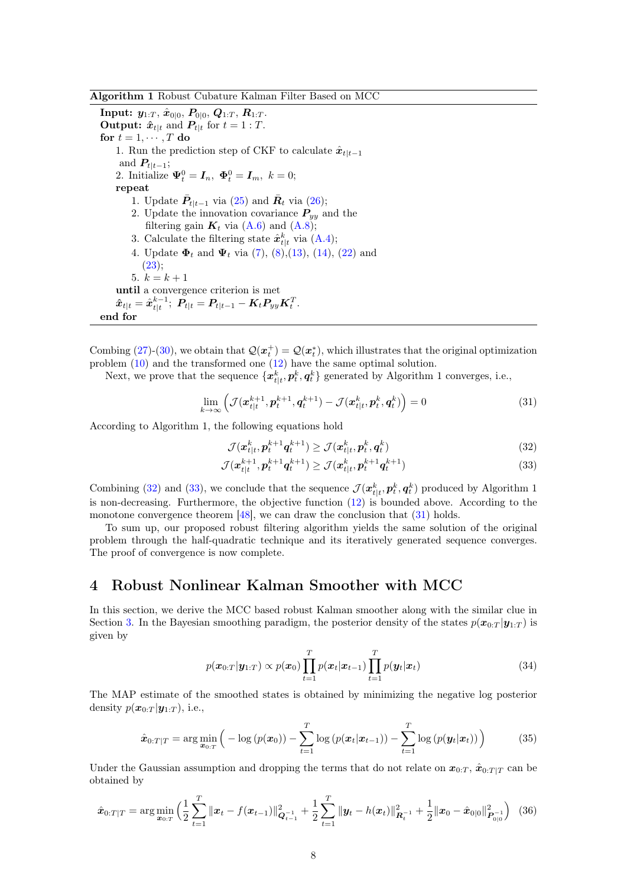**Algorithm 1** Robust Cubature Kalman Filter Based on MCC

**Input:** $\boldsymbol{y}_{1:T}$, $\hat{\boldsymbol{x}}_{0|0}$, $\boldsymbol{P}_{0|0}$, $\boldsymbol{Q}_{1:T}$, $\boldsymbol{R}_{1:T}$.
**Output:** $\hat{\boldsymbol{x}}_{t|t}$ and $\boldsymbol{P}_{t|t}$ for $t = 1 : T$.
**for** $t = 1, \cdots, T$ **do**
  1. Run the prediction step of CKF to calculate $\hat{\boldsymbol{x}}_{t|t-1}$ and $\boldsymbol{P}_{t|t-1}$;
  2. Initialize $\boldsymbol{\Psi}_t^0 = \boldsymbol{I}_n,\ \boldsymbol{\Phi}_t^0 = \boldsymbol{I}_m,\ k = 0$;
  **repeat**
    1. Update $\bar{\boldsymbol{P}}_{t|t-1}$ via (25) and $\bar{\boldsymbol{R}}_t$ via (26);
    2. Update the innovation covariance $\boldsymbol{P}_{yy}$ and the filtering gain $\boldsymbol{K}_t$ via (A.6) and (A.8);
    3. Calculate the filtering state $\hat{\boldsymbol{x}}_{t|t}^k$ via (A.4);
    4. Update $\boldsymbol{\Phi}_t$ and $\boldsymbol{\Psi}_t$ via (7), (8),(13), (14), (22) and (23);
    5. $k = k + 1$
  **until** a convergence criterion is met
  $\hat{\boldsymbol{x}}_{t|t} = \hat{\boldsymbol{x}}_{t|t}^{k-1}$; $\boldsymbol{P}_{t|t} = \boldsymbol{P}_{t|t-1} - \boldsymbol{K}_t \boldsymbol{P}_{yy} \boldsymbol{K}_t^T$.
**end for**

Combing (27)-(30), we obtain that $\mathcal{Q}(\boldsymbol{x}_t^+) = \mathcal{Q}(\boldsymbol{x}_t^*)$, which illustrates that the original optimization problem (10) and the transformed one (12) have the same optimal solution.

Next, we prove that the sequence $\{\boldsymbol{x}_{t|t}^k, \boldsymbol{p}_t^k, \boldsymbol{q}_t^k\}$ generated by Algorithm 1 converges, i.e.,

$$\lim_{k\to\infty} \Big( \mathcal{J}(\boldsymbol{x}_{t|t}^{k+1}, \boldsymbol{p}_t^{k+1}, \boldsymbol{q}_t^{k+1}) - \mathcal{J}(\boldsymbol{x}_{t|t}^k, \boldsymbol{p}_t^k, \boldsymbol{q}_t^k) \Big) = 0 \tag{31}$$

According to Algorithm 1, the following equations hold

$$\mathcal{J}(\boldsymbol{x}_{t|t}^k, \boldsymbol{p}_t^{k+1} \boldsymbol{q}_t^{k+1}) \geq \mathcal{J}(\boldsymbol{x}_{t|t}^k, \boldsymbol{p}_t^k, \boldsymbol{q}_t^k) \tag{32}$$

$$\mathcal{J}(\boldsymbol{x}_{t|t}^{k+1}, \boldsymbol{p}_t^{k+1} \boldsymbol{q}_t^{k+1}) \geq \mathcal{J}(\boldsymbol{x}_{t|t}^k, \boldsymbol{p}_t^{k+1} \boldsymbol{q}_t^{k+1}) \tag{33}$$

Combining (32) and (33), we conclude that the sequence $\mathcal{J}(\boldsymbol{x}_{t|t}^k, \boldsymbol{p}_t^k, \boldsymbol{q}_t^k)$ produced by Algorithm 1 is non-decreasing. Furthermore, the objective function (12) is bounded above. According to the monotone convergence theorem [48], we can draw the conclusion that (31) holds.

To sum up, our proposed robust filtering algorithm yields the same solution of the original problem through the half-quadratic technique and its iteratively generated sequence converges. The proof of convergence is now complete.

# 4 Robust Nonlinear Kalman Smoother with MCC

In this section, we derive the MCC based robust Kalman smoother along with the similar clue in Section 3. In the Bayesian smoothing paradigm, the posterior density of the states $p(\boldsymbol{x}_{0:T}|\boldsymbol{y}_{1:T})$ is given by

$$p(\boldsymbol{x}_{0:T}|\boldsymbol{y}_{1:T}) \propto p(\boldsymbol{x}_0) \prod_{t=1}^{T} p(\boldsymbol{x}_t|\boldsymbol{x}_{t-1}) \prod_{t=1}^{T} p(\boldsymbol{y}_t|\boldsymbol{x}_t) \tag{34}$$

The MAP estimate of the smoothed states is obtained by minimizing the negative log posterior density $p(\boldsymbol{x}_{0:T}|\boldsymbol{y}_{1:T})$, i.e.,

$$\hat{\boldsymbol{x}}_{0:T|T} = \arg\min_{\boldsymbol{x}_{0:T}} \Big( -\log\left(p(\boldsymbol{x}_0)\right) - \sum_{t=1}^{T} \log\left(p(\boldsymbol{x}_t|\boldsymbol{x}_{t-1})\right) - \sum_{t=1}^{T} \log\left(p(\boldsymbol{y}_t|\boldsymbol{x}_t)\right) \Big) \tag{35}$$

Under the Gaussian assumption and dropping the terms that do not relate on $\boldsymbol{x}_{0:T}$, $\hat{\boldsymbol{x}}_{0:T|T}$ can be obtained by

$$\hat{\boldsymbol{x}}_{0:T|T} = \arg\min_{\boldsymbol{x}_{0:T}} \Big( \frac{1}{2} \sum_{t=1}^{T} \|\boldsymbol{x}_t - f(\boldsymbol{x}_{t-1})\|^2_{\boldsymbol{Q}_{t-1}^{-1}} + \frac{1}{2} \sum_{t=1}^{T} \|\boldsymbol{y}_t - h(\boldsymbol{x}_t)\|^2_{\boldsymbol{R}_t^{-1}} + \frac{1}{2} \|\boldsymbol{x}_0 - \hat{\boldsymbol{x}}_{0|0}\|^2_{\boldsymbol{P}_{0|0}^{-1}} \Big) \tag{36}$$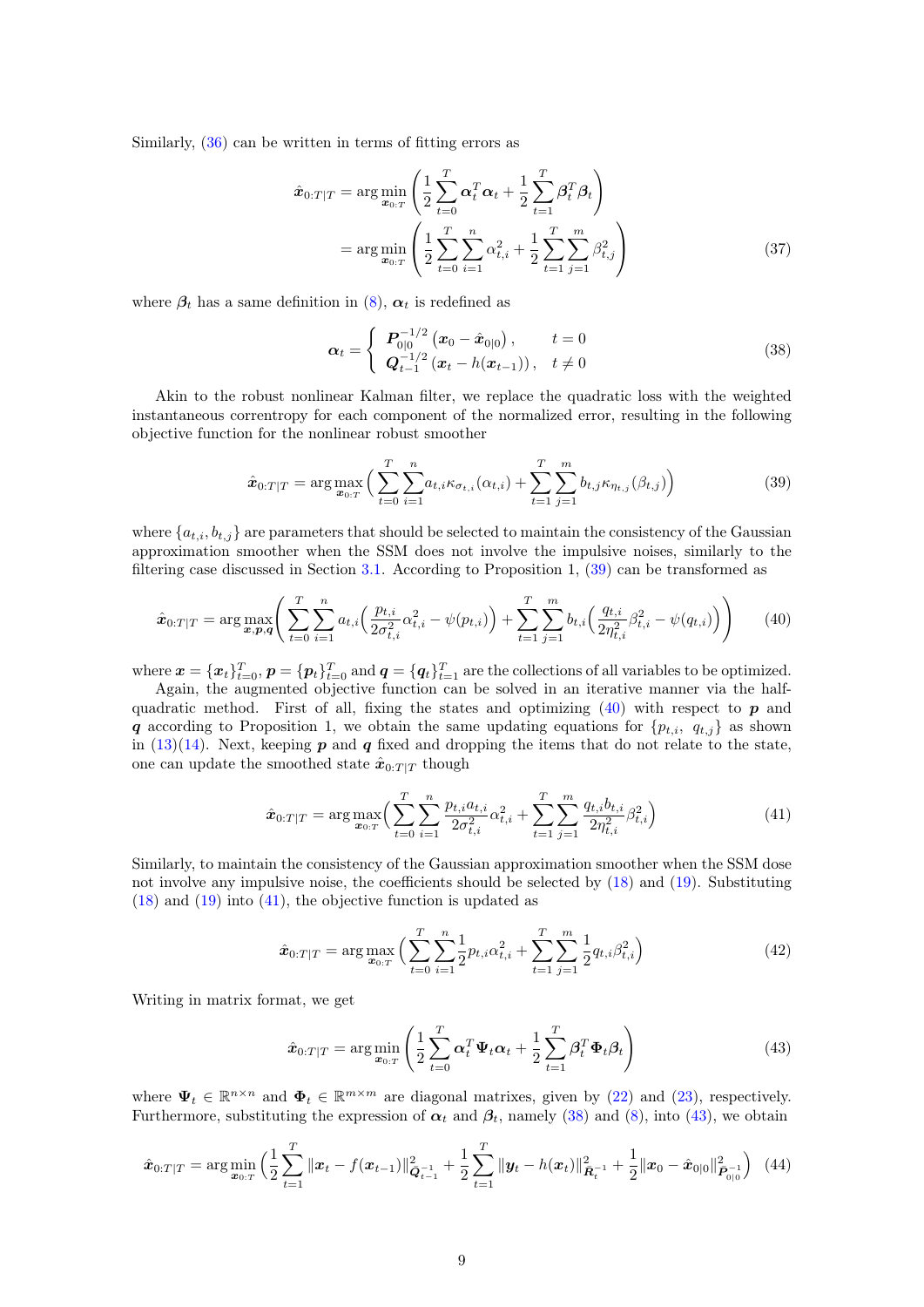Similarly, (36) can be written in terms of fitting errors as

$$
\begin{aligned}
\hat{\boldsymbol{x}}_{0:T|T} &= \arg\min_{\boldsymbol{x}_{0:T}} \left( \frac{1}{2} \sum_{t=0}^{T} \boldsymbol{\alpha}_t^T \boldsymbol{\alpha}_t + \frac{1}{2} \sum_{t=1}^{T} \boldsymbol{\beta}_t^T \boldsymbol{\beta}_t \right) \\
&= \arg\min_{\boldsymbol{x}_{0:T}} \left( \frac{1}{2} \sum_{t=0}^{T} \sum_{i=1}^{n} \alpha_{t,i}^2 + \frac{1}{2} \sum_{t=1}^{T} \sum_{j=1}^{m} \beta_{t,j}^2 \right)
\end{aligned} \tag{37}
$$

where $\boldsymbol{\beta}_t$ has a same definition in (8), $\boldsymbol{\alpha}_t$ is redefined as

$$
\boldsymbol{\alpha}_t = \begin{cases} \boldsymbol{P}_{0|0}^{-1/2} \left( \boldsymbol{x}_0 - \hat{\boldsymbol{x}}_{0|0} \right), & t = 0 \\ \boldsymbol{Q}_{t-1}^{-1/2} \left( \boldsymbol{x}_t - h(\boldsymbol{x}_{t-1}) \right), & t \neq 0 \end{cases} \tag{38}
$$

Akin to the robust nonlinear Kalman filter, we replace the quadratic loss with the weighted instantaneous correntropy for each component of the normalized error, resulting in the following objective function for the nonlinear robust smoother

$$
\hat{\boldsymbol{x}}_{0:T|T} = \arg\max_{\boldsymbol{x}_{0:T}} \Big( \sum_{t=0}^{T} \sum_{i=1}^{n} a_{t,i} \kappa_{\sigma_{t,i}}(\alpha_{t,i}) + \sum_{t=1}^{T} \sum_{j=1}^{m} b_{t,j} \kappa_{\eta_{t,j}}(\beta_{t,j}) \Big) \tag{39}
$$

where $\{a_{t,i}, b_{t,j}\}$ are parameters that should be selected to maintain the consistency of the Gaussian approximation smoother when the SSM does not involve the impulsive noises, similarly to the filtering case discussed in Section 3.1. According to Proposition 1, (39) can be transformed as

$$
\hat{\boldsymbol{x}}_{0:T|T} = \arg\max_{\boldsymbol{x},\boldsymbol{p},\boldsymbol{q}} \Bigg( \sum_{t=0}^{T} \sum_{i=1}^{n} a_{t,i} \Big( \frac{p_{t,i}}{2\sigma_{t,i}^2} \alpha_{t,i}^2 - \psi(p_{t,i}) \Big) + \sum_{t=1}^{T} \sum_{j=1}^{m} b_{t,i} \Big( \frac{q_{t,i}}{2\eta_{t,i}^2} \beta_{t,i}^2 - \psi(q_{t,i}) \Big) \Bigg) \tag{40}
$$

where $\boldsymbol{x} = \{\boldsymbol{x}_t\}_{t=0}^{T}$, $\boldsymbol{p} = \{\boldsymbol{p}_t\}_{t=0}^{T}$ and $\boldsymbol{q} = \{\boldsymbol{q}_t\}_{t=1}^{T}$ are the collections of all variables to be optimized.

Again, the augmented objective function can be solved in an iterative manner via the half-quadratic method. First of all, fixing the states and optimizing (40) with respect to $\boldsymbol{p}$ and $\boldsymbol{q}$ according to Proposition 1, we obtain the same updating equations for $\{p_{t,i},\ q_{t,j}\}$ as shown in (13)(14). Next, keeping $\boldsymbol{p}$ and $\boldsymbol{q}$ fixed and dropping the items that do not relate to the state, one can update the smoothed state $\hat{\boldsymbol{x}}_{0:T|T}$ though

$$
\hat{\boldsymbol{x}}_{0:T|T} = \arg\max_{\boldsymbol{x}_{0:T}} \Big( \sum_{t=0}^{T} \sum_{i=1}^{n} \frac{p_{t,i} a_{t,i}}{2\sigma_{t,i}^2} \alpha_{t,i}^2 + \sum_{t=1}^{T} \sum_{j=1}^{m} \frac{q_{t,i} b_{t,i}}{2\eta_{t,i}^2} \beta_{t,i}^2 \Big) \tag{41}
$$

Similarly, to maintain the consistency of the Gaussian approximation smoother when the SSM dose not involve any impulsive noise, the coefficients should be selected by (18) and (19). Substituting (18) and (19) into (41), the objective function is updated as

$$
\hat{\boldsymbol{x}}_{0:T|T} = \arg\max_{\boldsymbol{x}_{0:T}} \Big( \sum_{t=0}^{T} \sum_{i=1}^{n} \frac{1}{2} p_{t,i} \alpha_{t,i}^2 + \sum_{t=1}^{T} \sum_{j=1}^{m} \frac{1}{2} q_{t,i} \beta_{t,i}^2 \Big) \tag{42}
$$

Writing in matrix format, we get

$$
\hat{\boldsymbol{x}}_{0:T|T} = \arg\min_{\boldsymbol{x}_{0:T}} \left( \frac{1}{2} \sum_{t=0}^{T} \boldsymbol{\alpha}_t^T \boldsymbol{\Psi}_t \boldsymbol{\alpha}_t + \frac{1}{2} \sum_{t=1}^{T} \boldsymbol{\beta}_t^T \boldsymbol{\Phi}_t \boldsymbol{\beta}_t \right) \tag{43}
$$

where $\boldsymbol{\Psi}_t \in \mathbb{R}^{n \times n}$ and $\boldsymbol{\Phi}_t \in \mathbb{R}^{m \times m}$ are diagonal matrixes, given by (22) and (23), respectively. Furthermore, substituting the expression of $\boldsymbol{\alpha}_t$ and $\boldsymbol{\beta}_t$, namely (38) and (8), into (43), we obtain

$$
\hat{\boldsymbol{x}}_{0:T|T} = \arg\min_{\boldsymbol{x}_{0:T}} \Big( \frac{1}{2} \sum_{t=1}^{T} \| \boldsymbol{x}_t - f(\boldsymbol{x}_{t-1}) \|_{\bar{\boldsymbol{Q}}_{t-1}^{-1}}^2 + \frac{1}{2} \sum_{t=1}^{T} \| \boldsymbol{y}_t - h(\boldsymbol{x}_t) \|_{\bar{\boldsymbol{R}}_t^{-1}}^2 + \frac{1}{2} \| \boldsymbol{x}_0 - \hat{\boldsymbol{x}}_{0|0} \|_{\bar{\boldsymbol{P}}_{0|0}^{-1}}^2 \Big) \tag{44}
$$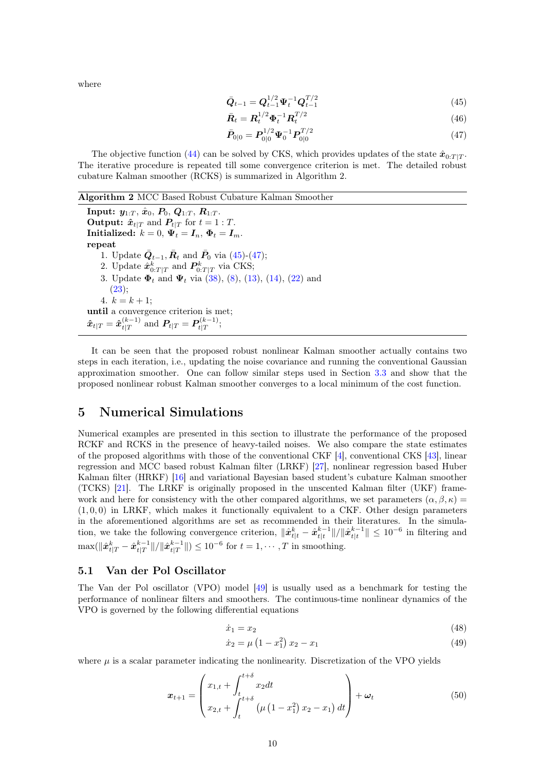where

$$\bar{\boldsymbol{Q}}_{t-1} = \boldsymbol{Q}_{t-1}^{1/2} \boldsymbol{\Psi}_t^{-1} \boldsymbol{Q}_{t-1}^{T/2} \tag{45}$$

$$\bar{\boldsymbol{R}}_t = \boldsymbol{R}_t^{1/2} \boldsymbol{\Phi}_t^{-1} \boldsymbol{R}_t^{T/2} \tag{46}$$

$$\bar{\boldsymbol{P}}_{0|0} = \boldsymbol{P}_{0|0}^{1/2} \boldsymbol{\Psi}_0^{-1} \boldsymbol{P}_{0|0}^{T/2} \tag{47}$$

The objective function (44) can be solved by CKS, which provides updates of the state $\hat{\boldsymbol{x}}_{0:T|T}$. The iterative procedure is repeated till some convergence criterion is met. The detailed robust cubature Kalman smoother (RCKS) is summarized in Algorithm 2.

---

**Algorithm 2** MCC Based Robust Cubature Kalman Smoother

---

**Input:** $\boldsymbol{y}_{1:T}$, $\hat{\boldsymbol{x}}_0$, $\boldsymbol{P}_0$, $\boldsymbol{Q}_{1:T}$, $\boldsymbol{R}_{1:T}$.
**Output:** $\hat{\boldsymbol{x}}_{t|T}$ and $\boldsymbol{P}_{t|T}$ for $t = 1 : T$.
**Initialized:** $k = 0$, $\boldsymbol{\Psi}_t = \boldsymbol{I}_n$, $\boldsymbol{\Phi}_t = \boldsymbol{I}_m$.
**repeat**

1. Update $\bar{\boldsymbol{Q}}_{t-1}$, $\bar{\boldsymbol{R}}_t$ and $\bar{\boldsymbol{P}}_0$ via (45)-(47);
2. Update $\hat{\boldsymbol{x}}^k_{0:T|T}$ and $\boldsymbol{P}^k_{0:T|T}$ via CKS;
3. Update $\boldsymbol{\Phi}_t$ and $\boldsymbol{\Psi}_t$ via (38), (8), (13), (14), (22) and (23);
4. $k = k + 1$;

**until** a convergence criterion is met;
$\hat{\boldsymbol{x}}_{t|T} = \hat{\boldsymbol{x}}^{(k-1)}_{t|T}$ and $\boldsymbol{P}_{t|T} = \boldsymbol{P}^{(k-1)}_{t|T}$;

---

It can be seen that the proposed robust nonlinear Kalman smoother actually contains two steps in each iteration, i.e., updating the noise covariance and running the conventional Gaussian approximation smoother. One can follow similar steps used in Section 3.3 and show that the proposed nonlinear robust Kalman smoother converges to a local minimum of the cost function.

## 5 Numerical Simulations

Numerical examples are presented in this section to illustrate the performance of the proposed RCKF and RCKS in the presence of heavy-tailed noises. We also compare the state estimates of the proposed algorithms with those of the conventional CKF [4], conventional CKS [43], linear regression and MCC based robust Kalman filter (LRKF) [27], nonlinear regression based Huber Kalman filter (HRKF) [16] and variational Bayesian based student's cubature Kalman smoother (TCKS) [21]. The LRKF is originally proposed in the unscented Kalman filter (UKF) framework and here for consistency with the other compared algorithms, we set parameters $(\alpha, \beta, \kappa) = (1, 0, 0)$ in LRKF, which makes it functionally equivalent to a CKF. Other design parameters in the aforementioned algorithms are set as recommended in their literatures. In the simulation, we take the following convergence criterion, $\|\hat{\boldsymbol{x}}^k_{t|t} - \hat{\boldsymbol{x}}^{k-1}_{t|t}\| / \|\hat{\boldsymbol{x}}^{k-1}_{t|t}\| \leq 10^{-6}$ in filtering and $\max(\|\hat{\boldsymbol{x}}^k_{t|T} - \hat{\boldsymbol{x}}^{k-1}_{t|T}\| / \|\hat{\boldsymbol{x}}^{k-1}_{t|T}\|) \leq 10^{-6}$ for $t = 1, \cdots, T$ in smoothing.

### 5.1 Van der Pol Oscillator

The Van der Pol oscillator (VPO) model [49] is usually used as a benchmark for testing the performance of nonlinear filters and smoothers. The continuous-time nonlinear dynamics of the VPO is governed by the following differential equations

$$\dot{x}_1 = x_2 \tag{48}$$

$$\dot{x}_2 = \mu \left(1 - x_1^2\right) x_2 - x_1 \tag{49}$$

where $\mu$ is a scalar parameter indicating the nonlinearity. Discretization of the VPO yields

$$\boldsymbol{x}_{t+1} = \begin{pmatrix} x_{1,t} + \displaystyle\int_t^{t+\delta} x_2 dt \\ x_{2,t} + \displaystyle\int_t^{t+\delta} \left(\mu\left(1 - x_1^2\right) x_2 - x_1\right) dt \end{pmatrix} + \boldsymbol{\omega}_t \tag{50}$$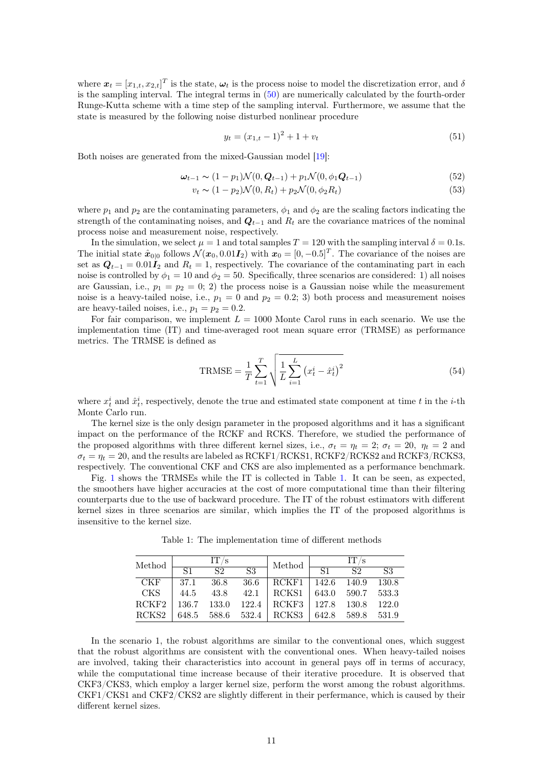where $\boldsymbol{x}_t = [x_{1,t}, x_{2,t}]^T$ is the state, $\boldsymbol{\omega}_t$ is the process noise to model the discretization error, and $\delta$ is the sampling interval. The integral terms in (50) are numerically calculated by the fourth-order Runge-Kutta scheme with a time step of the sampling interval. Furthermore, we assume that the state is measured by the following noise disturbed nonlinear procedure

$$y_t = (x_{1,t} - 1)^2 + 1 + v_t \tag{51}$$

Both noises are generated from the mixed-Gaussian model [19]:

$$\boldsymbol{\omega}_{t-1} \sim (1-p_1)\mathcal{N}(0, \boldsymbol{Q}_{t-1}) + p_1\mathcal{N}(0, \phi_1 \boldsymbol{Q}_{t-1}) \tag{52}$$

$$v_t \sim (1-p_2)\mathcal{N}(0, R_t) + p_2\mathcal{N}(0, \phi_2 R_t) \tag{53}$$

where $p_1$ and $p_2$ are the contaminating parameters, $\phi_1$ and $\phi_2$ are the scaling factors indicating the strength of the contaminating noises, and $\boldsymbol{Q}_{t-1}$ and $R_t$ are the covariance matrices of the nominal process noise and measurement noise, respectively.

In the simulation, we select $\mu = 1$ and total samples $T = 120$ with the sampling interval $\delta = 0.1$s. The initial state $\hat{\boldsymbol{x}}_{0|0}$ follows $\mathcal{N}(\boldsymbol{x}_0, 0.01\boldsymbol{I}_2)$ with $\boldsymbol{x}_0 = [0, -0.5]^T$. The covariance of the noises are set as $\boldsymbol{Q}_{t-1} = 0.01\boldsymbol{I}_2$ and $R_t = 1$, respectively. The covariance of the contaminating part in each noise is controlled by $\phi_1 = 10$ and $\phi_2 = 50$. Specifically, three scenarios are considered: 1) all noises are Gaussian, i.e., $p_1 = p_2 = 0$; 2) the process noise is a Gaussian noise while the measurement noise is a heavy-tailed noise, i.e., $p_1 = 0$ and $p_2 = 0.2$; 3) both process and measurement noises are heavy-tailed noises, i.e., $p_1 = p_2 = 0.2$.

For fair comparison, we implement $L = 1000$ Monte Carol runs in each scenario. We use the implementation time (IT) and time-averaged root mean square error (TRMSE) as performance metrics. The TRMSE is defined as

$$\text{TRMSE} = \frac{1}{T}\sum_{t=1}^{T}\sqrt{\frac{1}{L}\sum_{i=1}^{L}\left(x_t^i - \hat{x}_t^i\right)^2} \tag{54}$$

where $x_t^i$ and $\hat{x}_t^i$, respectively, denote the true and estimated state component at time $t$ in the $i$-th Monte Carlo run.

The kernel size is the only design parameter in the proposed algorithms and it has a significant impact on the performance of the RCKF and RCKS. Therefore, we studied the performance of the proposed algorithms with three different kernel sizes, i.e., $\sigma_t = \eta_t = 2$; $\sigma_t = 20$, $\eta_t = 2$ and $\sigma_t = \eta_t = 20$, and the results are labeled as RCKF1/RCKS1, RCKF2/RCKS2 and RCKF3/RCKS3, respectively. The conventional CKF and CKS are also implemented as a performance benchmark.

Fig. 1 shows the TRMSEs while the IT is collected in Table 1. It can be seen, as expected, the smoothers have higher accuracies at the cost of more computational time than their filtering counterparts due to the use of backward procedure. The IT of the robust estimators with different kernel sizes in three scenarios are similar, which implies the IT of the proposed algorithms is insensitive to the kernel size.

Table 1: The implementation time of different methods

| Method | IT/s | | | Method | IT/s | | |
|---|---|---|---|---|---|---|---|
| | S1 | S2 | S3 | | S1 | S2 | S3 |
| CKF | 37.1 | 36.8 | 36.6 | RCKF1 | 142.6 | 140.9 | 130.8 |
| CKS | 44.5 | 43.8 | 42.1 | RCKS1 | 643.0 | 590.7 | 533.3 |
| RCKF2 | 136.7 | 133.0 | 122.4 | RCKF3 | 127.8 | 130.8 | 122.0 |
| RCKS2 | 648.5 | 588.6 | 532.4 | RCKS3 | 642.8 | 589.8 | 531.9 |

In the scenario 1, the robust algorithms are similar to the conventional ones, which suggest that the robust algorithms are consistent with the conventional ones. When heavy-tailed noises are involved, taking their characteristics into account in general pays off in terms of accuracy, while the computational time increase because of their iterative procedure. It is observed that CKF3/CKS3, which employ a larger kernel size, perform the worst among the robust algorithms. CKF1/CKS1 and CKF2/CKS2 are slightly different in their perfermance, which is caused by their different kernel sizes.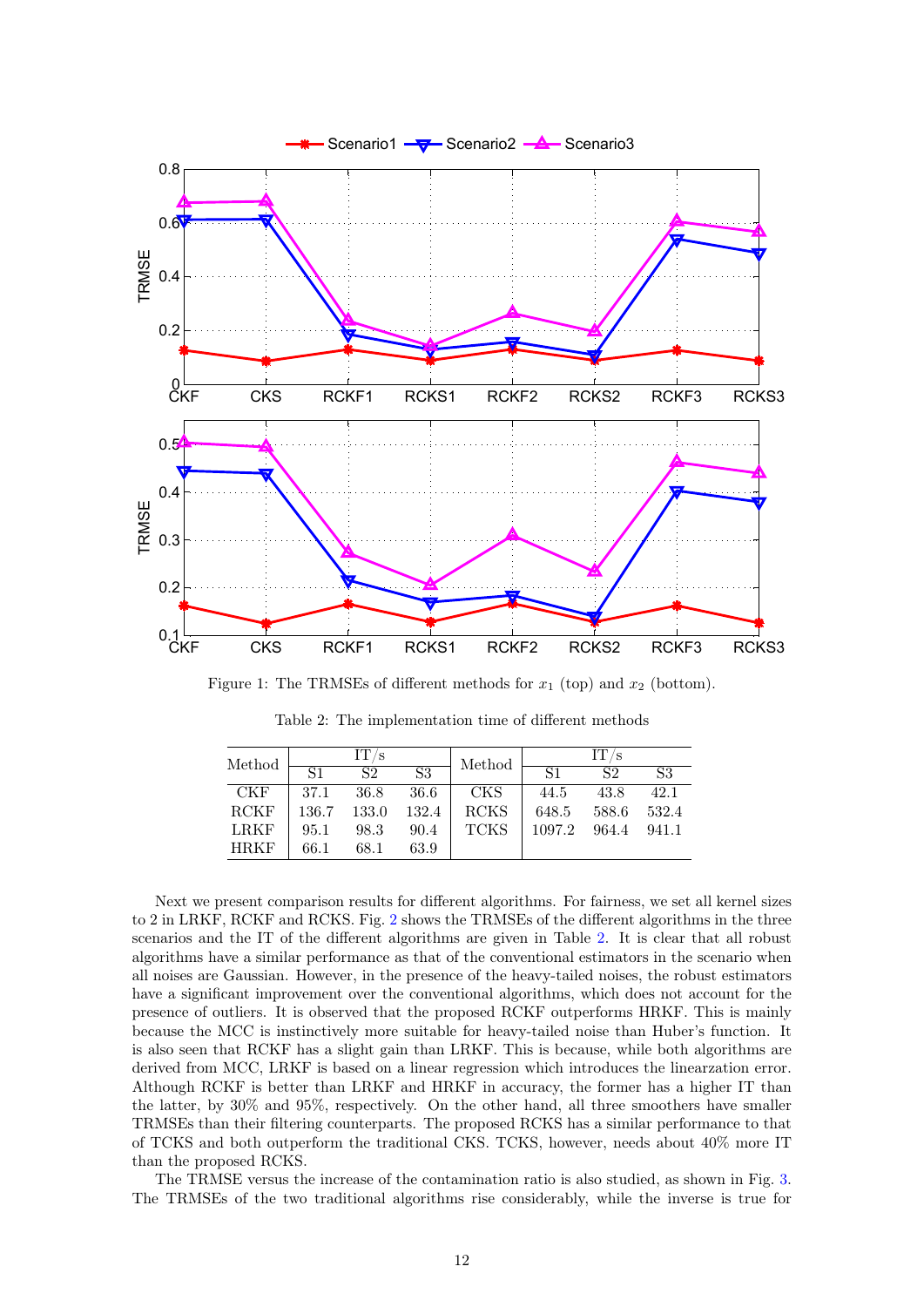Figure 1: The TRMSEs of different methods for $x_1$ (top) and $x_2$ (bottom).

Table 2: The implementation time of different methods

| Method | IT/s | | | Method | IT/s | | |
|---|---|---|---|---|---|---|---|
| | S1 | S2 | S3 | | S1 | S2 | S3 |
| CKF | 37.1 | 36.8 | 36.6 | CKS | 44.5 | 43.8 | 42.1 |
| RCKF | 136.7 | 133.0 | 132.4 | RCKS | 648.5 | 588.6 | 532.4 |
| LRKF | 95.1 | 98.3 | 90.4 | TCKS | 1097.2 | 964.4 | 941.1 |
| HRKF | 66.1 | 68.1 | 63.9 | | | | |

Next we present comparison results for different algorithms. For fairness, we set all kernel sizes to 2 in LRKF, RCKF and RCKS. Fig. 2 shows the TRMSEs of the different algorithms in the three scenarios and the IT of the different algorithms are given in Table 2. It is clear that all robust algorithms have a similar performance as that of the conventional estimators in the scenario when all noises are Gaussian. However, in the presence of the heavy-tailed noises, the robust estimators have a significant improvement over the conventional algorithms, which does not account for the presence of outliers. It is observed that the proposed RCKF outperforms HRKF. This is mainly because the MCC is instinctively more suitable for heavy-tailed noise than Huber's function. It is also seen that RCKF has a slight gain than LRKF. This is because, while both algorithms are derived from MCC, LRKF is based on a linear regression which introduces the linearzation error. Although RCKF is better than LRKF and HRKF in accuracy, the former has a higher IT than the latter, by 30% and 95%, respectively. On the other hand, all three smoothers have smaller TRMSEs than their filtering counterparts. The proposed RCKS has a similar performance to that of TCKS and both outperform the traditional CKS. TCKS, however, needs about 40% more IT than the proposed RCKS.

The TRMSE versus the increase of the contamination ratio is also studied, as shown in Fig. 3. The TRMSEs of the two traditional algorithms rise considerably, while the inverse is true for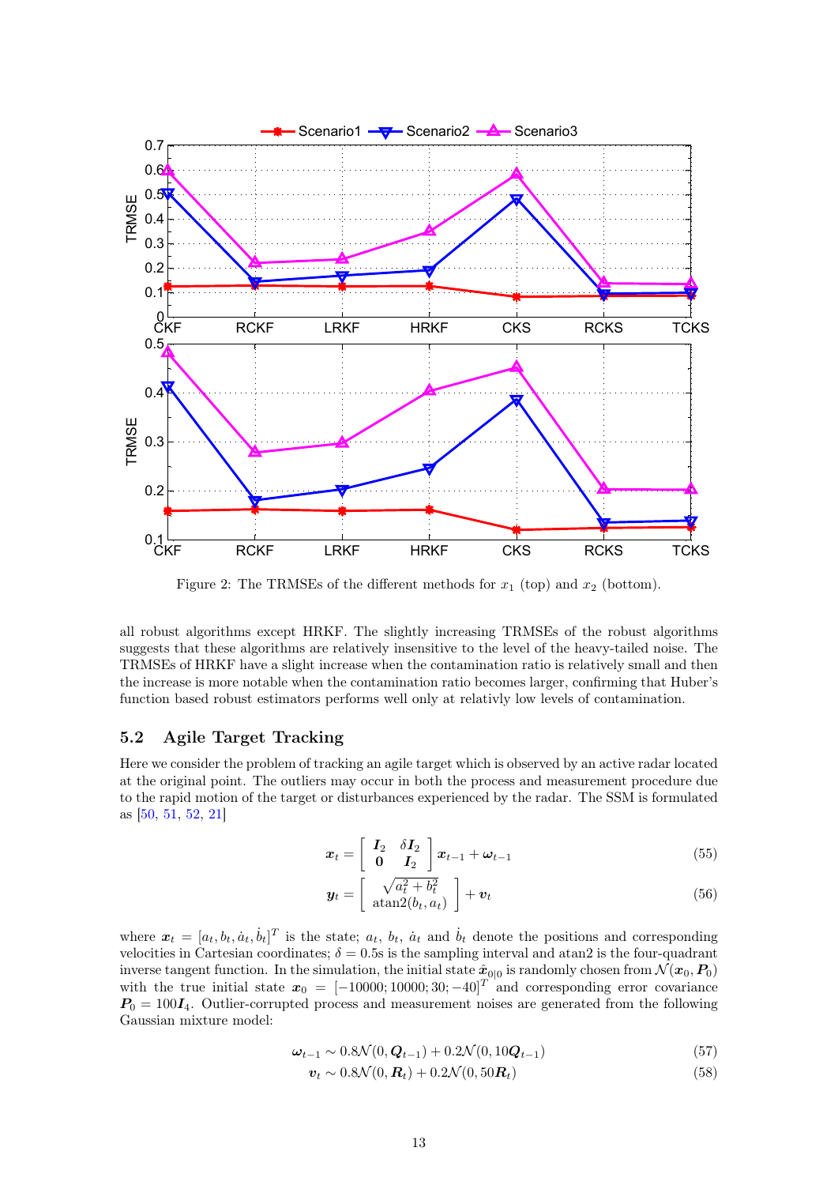Figure 2: The TRMSEs of the different methods for $x_1$ (top) and $x_2$ (bottom).

all robust algorithms except HRKF. The slightly increasing TRMSEs of the robust algorithms suggests that these algorithms are relatively insensitive to the level of the heavy-tailed noise. The TRMSEs of HRKF have a slight increase when the contamination ratio is relatively small and then the increase is more notable when the contamination ratio becomes larger, confirming that Huber's function based robust estimators performs well only at relativly low levels of contamination.

### 5.2 Agile Target Tracking

Here we consider the problem of tracking an agile target which is observed by an active radar located at the original point. The outliers may occur in both the process and measurement procedure due to the rapid motion of the target or disturbances experienced by the radar. The SSM is formulated as [50, 51, 52, 21]

$$\boldsymbol{x}_t = \begin{bmatrix} \boldsymbol{I}_2 & \delta \boldsymbol{I}_2 \\ \boldsymbol{0} & \boldsymbol{I}_2 \end{bmatrix} \boldsymbol{x}_{t-1} + \boldsymbol{\omega}_{t-1} \tag{55}$$

$$\boldsymbol{y}_t = \begin{bmatrix} \sqrt{a_t^2 + b_t^2} \\ \text{atan2}(b_t, a_t) \end{bmatrix} + \boldsymbol{v}_t \tag{56}$$

where $\boldsymbol{x}_t = [a_t, b_t, \dot{a}_t, \dot{b}_t]^T$ is the state; $a_t$, $b_t$, $\dot{a}_t$ and $\dot{b}_t$ denote the positions and corresponding velocities in Cartesian coordinates; $\delta = 0.5$s is the sampling interval and atan2 is the four-quadrant inverse tangent function. In the simulation, the initial state $\hat{\boldsymbol{x}}_{0|0}$ is randomly chosen from $\mathcal{N}(\boldsymbol{x}_0, \boldsymbol{P}_0)$ with the true initial state $\boldsymbol{x}_0 = [-10000; 10000; 30; -40]^T$ and corresponding error covariance $\boldsymbol{P}_0 = 100\boldsymbol{I}_4$. Outlier-corrupted process and measurement noises are generated from the following Gaussian mixture model:

$$\boldsymbol{\omega}_{t-1} \sim 0.8\mathcal{N}(0, \boldsymbol{Q}_{t-1}) + 0.2\mathcal{N}(0, 10\boldsymbol{Q}_{t-1}) \tag{57}$$

$$\boldsymbol{v}_t \sim 0.8\mathcal{N}(0, \boldsymbol{R}_t) + 0.2\mathcal{N}(0, 50\boldsymbol{R}_t) \tag{58}$$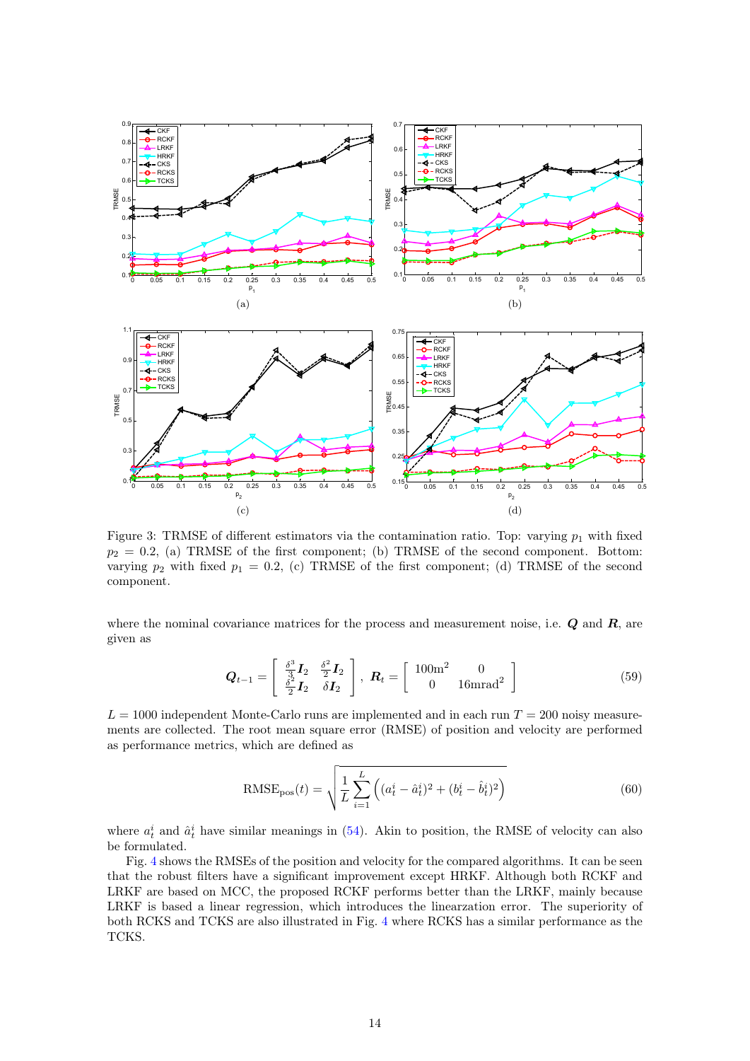Figure 3: TRMSE of different estimators via the contamination ratio. Top: varying $p_1$ with fixed $p_2 = 0.2$, (a) TRMSE of the first component; (b) TRMSE of the second component. Bottom: varying $p_2$ with fixed $p_1 = 0.2$, (c) TRMSE of the first component; (d) TRMSE of the second component.

where the nominal covariance matrices for the process and measurement noise, i.e. $\boldsymbol{Q}$ and $\boldsymbol{R}$, are given as

$$
\boldsymbol{Q}_{t-1} = \begin{bmatrix} \frac{\delta^3}{3}\boldsymbol{I}_2 & \frac{\delta^2}{2}\boldsymbol{I}_2 \\ \frac{\delta^2}{2}\boldsymbol{I}_2 & \delta\boldsymbol{I}_2 \end{bmatrix}, \ \boldsymbol{R}_t = \begin{bmatrix} 100\text{m}^2 & 0 \\ 0 & 16\text{mrad}^2 \end{bmatrix} \tag{59}
$$

$L = 1000$ independent Monte-Carlo runs are implemented and in each run $T = 200$ noisy measurements are collected. The root mean square error (RMSE) of position and velocity are performed as performance metrics, which are defined as

$$
\text{RMSE}_{\text{pos}}(t) = \sqrt{\frac{1}{L}\sum_{i=1}^{L}\left((a_t^i - \hat{a}_t^i)^2 + (b_t^i - \hat{b}_t^i)^2\right)} \tag{60}
$$

where $a_t^i$ and $\hat{a}_t^i$ have similar meanings in (54). Akin to position, the RMSE of velocity can also be formulated.

Fig. 4 shows the RMSEs of the position and velocity for the compared algorithms. It can be seen that the robust filters have a significant improvement except HRKF. Although both RCKF and LRKF are based on MCC, the proposed RCKF performs better than the LRKF, mainly because LRKF is based a linear regression, which introduces the linearzation error. The superiority of both RCKS and TCKS are also illustrated in Fig. 4 where RCKS has a similar performance as the TCKS.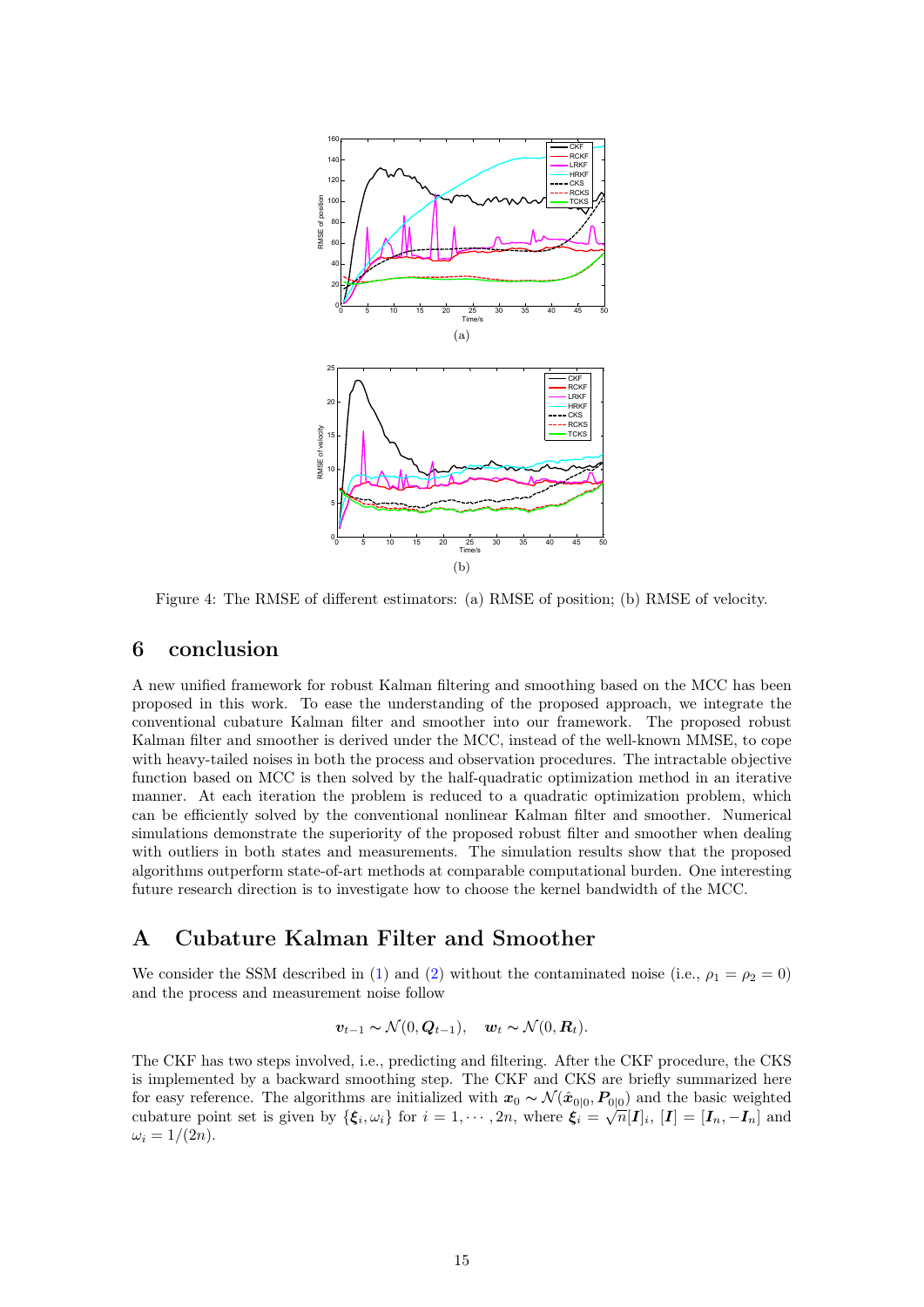(a)

(b)

Figure 4: The RMSE of different estimators: (a) RMSE of position; (b) RMSE of velocity.

## 6 conclusion

A new unified framework for robust Kalman filtering and smoothing based on the MCC has been proposed in this work. To ease the understanding of the proposed approach, we integrate the conventional cubature Kalman filter and smoother into our framework. The proposed robust Kalman filter and smoother is derived under the MCC, instead of the well-known MMSE, to cope with heavy-tailed noises in both the process and observation procedures. The intractable objective function based on MCC is then solved by the half-quadratic optimization method in an iterative manner. At each iteration the problem is reduced to a quadratic optimization problem, which can be efficiently solved by the conventional nonlinear Kalman filter and smoother. Numerical simulations demonstrate the superiority of the proposed robust filter and smoother when dealing with outliers in both states and measurements. The simulation results show that the proposed algorithms outperform state-of-art methods at comparable computational burden. One interesting future research direction is to investigate how to choose the kernel bandwidth of the MCC.

## A Cubature Kalman Filter and Smoother

We consider the SSM described in (1) and (2) without the contaminated noise (i.e., $\rho_1 = \rho_2 = 0$) and the process and measurement noise follow

$$\boldsymbol{v}_{t-1} \sim \mathcal{N}(0, \boldsymbol{Q}_{t-1}), \quad \boldsymbol{w}_t \sim \mathcal{N}(0, \boldsymbol{R}_t).$$

The CKF has two steps involved, i.e., predicting and filtering. After the CKF procedure, the CKS is implemented by a backward smoothing step. The CKF and CKS are briefly summarized here for easy reference. The algorithms are initialized with $\boldsymbol{x}_0 \sim \mathcal{N}(\hat{\boldsymbol{x}}_{0|0}, \boldsymbol{P}_{0|0})$ and the basic weighted cubature point set is given by $\{\boldsymbol{\xi}_i, \omega_i\}$ for $i = 1, \cdots, 2n$, where $\boldsymbol{\xi}_i = \sqrt{n}[\boldsymbol{I}]_i$, $[\boldsymbol{I}] = [\boldsymbol{I}_n, -\boldsymbol{I}_n]$ and $\omega_i = 1/(2n)$.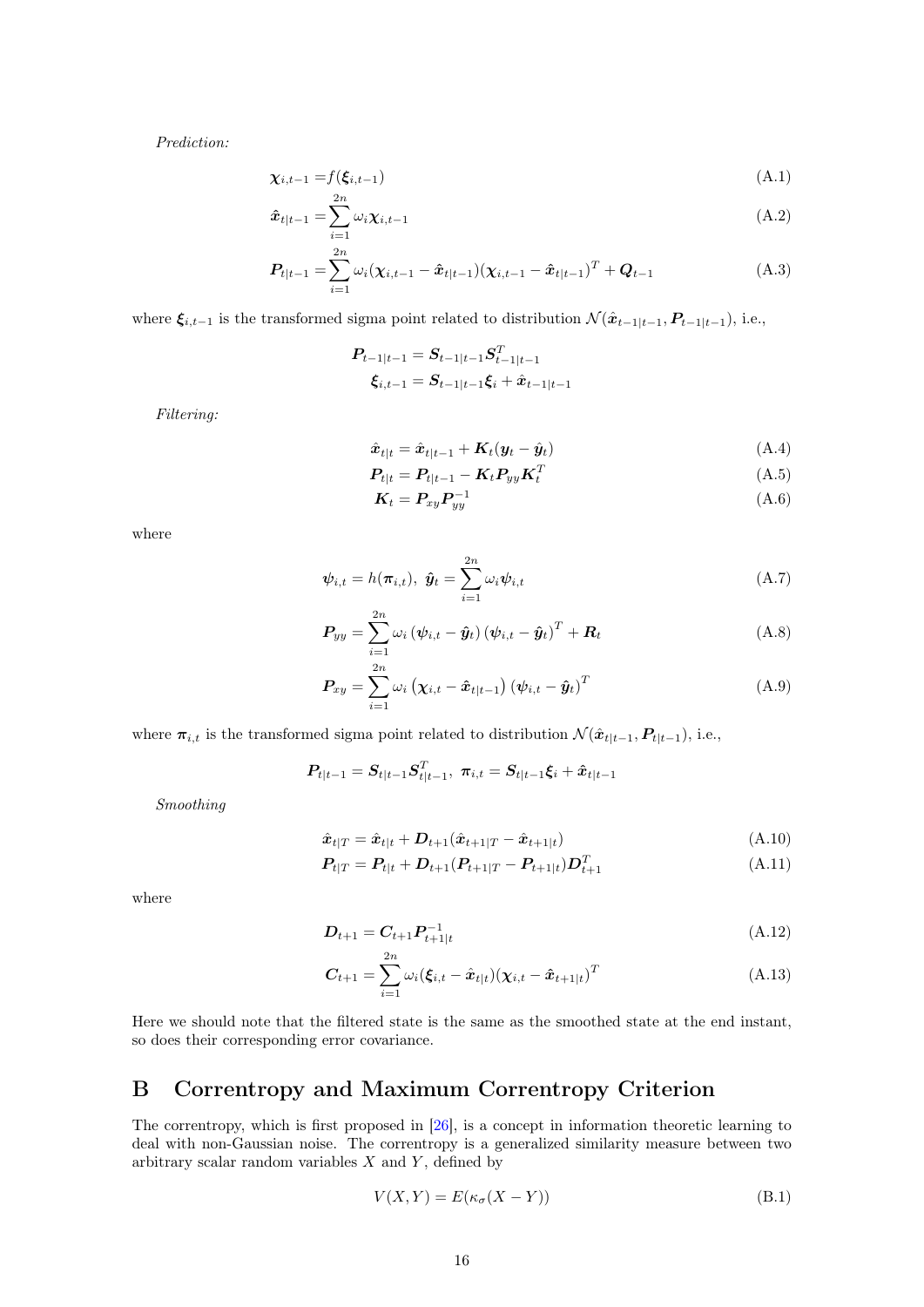*Prediction:*

$$\boldsymbol{\chi}_{i,t-1} = f(\boldsymbol{\xi}_{i,t-1}) \tag{A.1}$$

$$\hat{\boldsymbol{x}}_{t|t-1} = \sum_{i=1}^{2n} \omega_i \boldsymbol{\chi}_{i,t-1} \tag{A.2}$$

$$\boldsymbol{P}_{t|t-1} = \sum_{i=1}^{2n} \omega_i (\boldsymbol{\chi}_{i,t-1} - \hat{\boldsymbol{x}}_{t|t-1})(\boldsymbol{\chi}_{i,t-1} - \hat{\boldsymbol{x}}_{t|t-1})^T + \boldsymbol{Q}_{t-1} \tag{A.3}$$

where $\boldsymbol{\xi}_{i,t-1}$ is the transformed sigma point related to distribution $\mathcal{N}(\hat{\boldsymbol{x}}_{t-1|t-1}, \boldsymbol{P}_{t-1|t-1})$, i.e.,

$$\boldsymbol{P}_{t-1|t-1} = \boldsymbol{S}_{t-1|t-1}\boldsymbol{S}_{t-1|t-1}^T$$
$$\boldsymbol{\xi}_{i,t-1} = \boldsymbol{S}_{t-1|t-1}\boldsymbol{\xi}_i + \hat{\boldsymbol{x}}_{t-1|t-1}$$

*Filtering:*

$$\hat{\boldsymbol{x}}_{t|t} = \hat{\boldsymbol{x}}_{t|t-1} + \boldsymbol{K}_t(\boldsymbol{y}_t - \hat{\boldsymbol{y}}_t) \tag{A.4}$$

$$\boldsymbol{P}_{t|t} = \boldsymbol{P}_{t|t-1} - \boldsymbol{K}_t \boldsymbol{P}_{yy} \boldsymbol{K}_t^T \tag{A.5}$$

$$\boldsymbol{K}_t = \boldsymbol{P}_{xy}\boldsymbol{P}_{yy}^{-1} \tag{A.6}$$

where

$$\boldsymbol{\psi}_{i,t} = h(\boldsymbol{\pi}_{i,t}),\ \hat{\boldsymbol{y}}_t = \sum_{i=1}^{2n} \omega_i \boldsymbol{\psi}_{i,t} \tag{A.7}$$

$$\boldsymbol{P}_{yy} = \sum_{i=1}^{2n} \omega_i \left(\boldsymbol{\psi}_{i,t} - \hat{\boldsymbol{y}}_t\right)\left(\boldsymbol{\psi}_{i,t} - \hat{\boldsymbol{y}}_t\right)^T + \boldsymbol{R}_t \tag{A.8}$$

$$\boldsymbol{P}_{xy} = \sum_{i=1}^{2n} \omega_i \left(\boldsymbol{\chi}_{i,t} - \hat{\boldsymbol{x}}_{t|t-1}\right)\left(\boldsymbol{\psi}_{i,t} - \hat{\boldsymbol{y}}_t\right)^T \tag{A.9}$$

where $\boldsymbol{\pi}_{i,t}$ is the transformed sigma point related to distribution $\mathcal{N}(\hat{\boldsymbol{x}}_{t|t-1}, \boldsymbol{P}_{t|t-1})$, i.e.,

$$\boldsymbol{P}_{t|t-1} = \boldsymbol{S}_{t|t-1}\boldsymbol{S}_{t|t-1}^T,\ \boldsymbol{\pi}_{i,t} = \boldsymbol{S}_{t|t-1}\boldsymbol{\xi}_i + \hat{\boldsymbol{x}}_{t|t-1}$$

*Smoothing*

$$\hat{\boldsymbol{x}}_{t|T} = \hat{\boldsymbol{x}}_{t|t} + \boldsymbol{D}_{t+1}(\hat{\boldsymbol{x}}_{t+1|T} - \hat{\boldsymbol{x}}_{t+1|t}) \tag{A.10}$$

$$\boldsymbol{P}_{t|T} = \boldsymbol{P}_{t|t} + \boldsymbol{D}_{t+1}(\boldsymbol{P}_{t+1|T} - \boldsymbol{P}_{t+1|t})\boldsymbol{D}_{t+1}^T \tag{A.11}$$

where

$$\boldsymbol{D}_{t+1} = \boldsymbol{C}_{t+1}\boldsymbol{P}_{t+1|t}^{-1} \tag{A.12}$$

$$\boldsymbol{C}_{t+1} = \sum_{i=1}^{2n} \omega_i (\boldsymbol{\xi}_{i,t} - \hat{\boldsymbol{x}}_{t|t})(\boldsymbol{\chi}_{i,t} - \hat{\boldsymbol{x}}_{t+1|t})^T \tag{A.13}$$

Here we should note that the filtered state is the same as the smoothed state at the end instant, so does their corresponding error covariance.

## B Correntropy and Maximum Correntropy Criterion

The correntropy, which is first proposed in [26], is a concept in information theoretic learning to deal with non-Gaussian noise. The correntropy is a generalized similarity measure between two arbitrary scalar random variables $X$ and $Y$, defined by

$$V(X, Y) = E(\kappa_\sigma(X - Y)) \tag{B.1}$$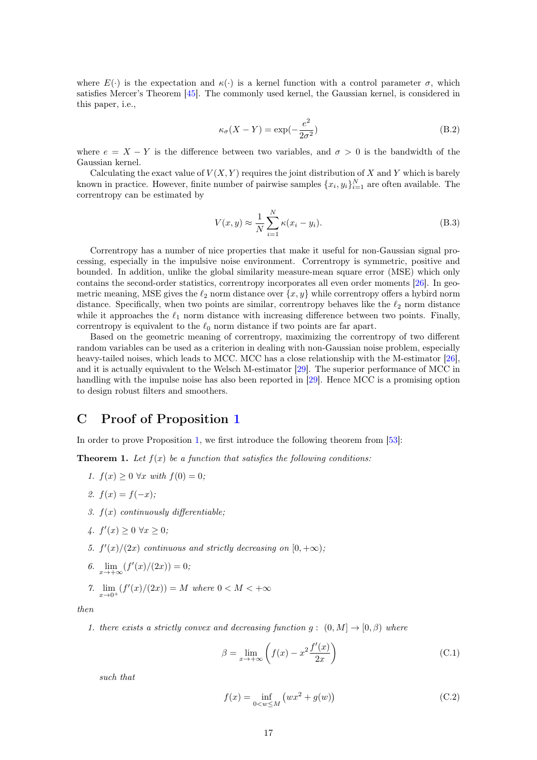where $E(\cdot)$ is the expectation and $\kappa(\cdot)$ is a kernel function with a control parameter $\sigma$, which satisfies Mercer's Theorem [45]. The commonly used kernel, the Gaussian kernel, is considered in this paper, i.e.,

$$\kappa_\sigma(X - Y) = \exp(-\frac{e^2}{2\sigma^2}) \tag{B.2}$$

where $e = X - Y$ is the difference between two variables, and $\sigma > 0$ is the bandwidth of the Gaussian kernel.

Calculating the exact value of $V(X, Y)$ requires the joint distribution of $X$ and $Y$ which is barely known in practice. However, finite number of pairwise samples $\{x_i, y_i\}_{i=1}^N$ are often available. The correntropy can be estimated by

$$V(x, y) \approx \frac{1}{N}\sum_{i=1}^{N} \kappa(x_i - y_i). \tag{B.3}$$

Correntropy has a number of nice properties that make it useful for non-Gaussian signal processing, especially in the impulsive noise environment. Correntropy is symmetric, positive and bounded. In addition, unlike the global similarity measure-mean square error (MSE) which only contains the second-order statistics, correntropy incorporates all even order moments [26]. In geometric meaning, MSE gives the $\ell_2$ norm distance over $\{x, y\}$ while correntropy offers a hybird norm distance. Specifically, when two points are similar, correntropy behaves like the $\ell_2$ norm distance while it approaches the $\ell_1$ norm distance with increasing difference between two points. Finally, correntropy is equivalent to the $\ell_0$ norm distance if two points are far apart.

Based on the geometric meaning of correntropy, maximizing the correntropy of two different random variables can be used as a criterion in dealing with non-Gaussian noise problem, especially heavy-tailed noises, which leads to MCC. MCC has a close relationship with the M-estimator [26], and it is actually equivalent to the Welsch M-estimator [29]. The superior performance of MCC in handling with the impulse noise has also been reported in [29]. Hence MCC is a promising option to design robust filters and smoothers.

# C Proof of Proposition 1

In order to prove Proposition 1, we first introduce the following theorem from [53]:

**Theorem 1.** *Let $f(x)$ be a function that satisfies the following conditions:*

1. *$f(x) \geq 0$ $\forall x$ with $f(0) = 0$;*
2. *$f(x) = f(-x)$;*
3. *$f(x)$ continuously differentiable;*
4. *$f'(x) \geq 0$ $\forall x \geq 0$;*
5. *$f'(x)/(2x)$ continuous and strictly decreasing on $[0, +\infty)$;*
6. *$\lim_{x \to +\infty} (f'(x)/(2x)) = 0$;*
7. *$\lim_{x \to 0^+} (f'(x)/(2x)) = M$ where $0 < M < +\infty$*

*then*

1. *there exists a strictly convex and decreasing function $g: (0, M] \to [0, \beta)$ where*

$$\beta = \lim_{x \to +\infty} \left( f(x) - x^2 \frac{f'(x)}{2x} \right) \tag{C.1}$$

*such that*

$$f(x) = \inf_{0 < w \leq M} \left( wx^2 + g(w) \right) \tag{C.2}$$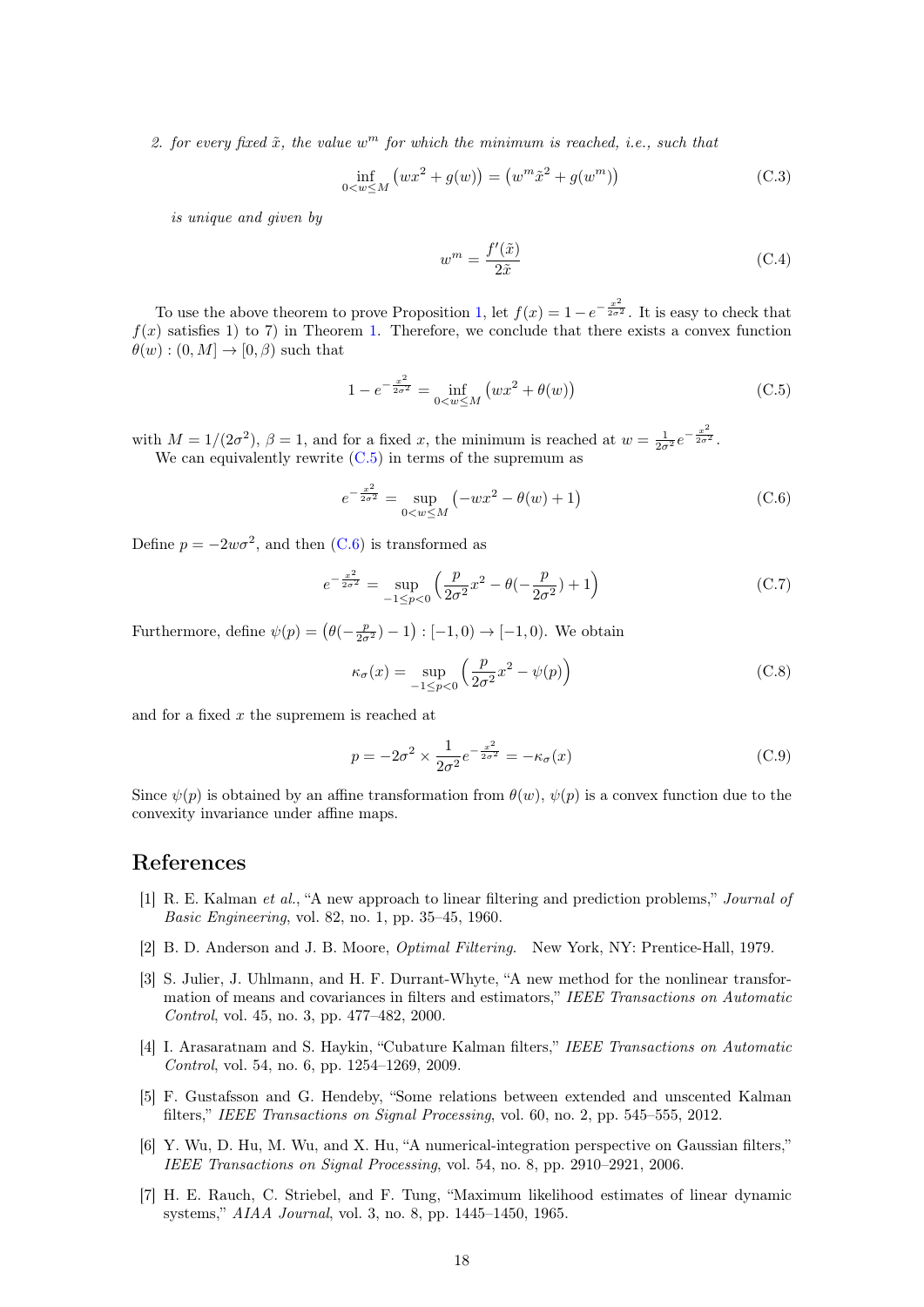*2. for every fixed $\tilde{x}$, the value $w^m$ for which the minimum is reached, i.e., such that*

$$\inf_{0<w\leq M}\left(wx^2+g(w)\right)=\left(w^m\tilde{x}^2+g(w^m)\right) \tag{C.3}$$

*is unique and given by*

$$w^m=\frac{f'(\tilde{x})}{2\tilde{x}} \tag{C.4}$$

To use the above theorem to prove Proposition 1, let $f(x)=1-e^{-\frac{x^2}{2\sigma^2}}$. It is easy to check that $f(x)$ satisfies 1) to 7) in Theorem 1. Therefore, we conclude that there exists a convex function $\theta(w):(0,M]\rightarrow[0,\beta)$ such that

$$1-e^{-\frac{x^2}{2\sigma^2}}=\inf_{0<w\leq M}\left(wx^2+\theta(w)\right) \tag{C.5}$$

with $M=1/(2\sigma^2)$, $\beta=1$, and for a fixed $x$, the minimum is reached at $w=\frac{1}{2\sigma^2}e^{-\frac{x^2}{2\sigma^2}}$.

We can equivalently rewrite (C.5) in terms of the supremum as

$$e^{-\frac{x^2}{2\sigma^2}}=\sup_{0<w\leq M}\left(-wx^2-\theta(w)+1\right) \tag{C.6}$$

Define $p=-2w\sigma^2$, and then (C.6) is transformed as

$$e^{-\frac{x^2}{2\sigma^2}}=\sup_{-1\leq p<0}\left(\frac{p}{2\sigma^2}x^2-\theta(-\frac{p}{2\sigma^2})+1\right) \tag{C.7}$$

Furthermore, define $\psi(p)=\left(\theta(-\frac{p}{2\sigma^2})-1\right):[-1,0)\rightarrow[-1,0)$. We obtain

$$\kappa_\sigma(x)=\sup_{-1\leq p<0}\left(\frac{p}{2\sigma^2}x^2-\psi(p)\right) \tag{C.8}$$

and for a fixed $x$ the supremem is reached at

$$p=-2\sigma^2\times\frac{1}{2\sigma^2}e^{-\frac{x^2}{2\sigma^2}}=-\kappa_\sigma(x) \tag{C.9}$$

Since $\psi(p)$ is obtained by an affine transformation from $\theta(w)$, $\psi(p)$ is a convex function due to the convexity invariance under affine maps.

## References

[1] R. E. Kalman *et al.*, "A new approach to linear filtering and prediction problems," *Journal of Basic Engineering*, vol. 82, no. 1, pp. 35–45, 1960.

[2] B. D. Anderson and J. B. Moore, *Optimal Filtering*. New York, NY: Prentice-Hall, 1979.

[3] S. Julier, J. Uhlmann, and H. F. Durrant-Whyte, "A new method for the nonlinear transformation of means and covariances in filters and estimators," *IEEE Transactions on Automatic Control*, vol. 45, no. 3, pp. 477–482, 2000.

[4] I. Arasaratnam and S. Haykin, "Cubature Kalman filters," *IEEE Transactions on Automatic Control*, vol. 54, no. 6, pp. 1254–1269, 2009.

[5] F. Gustafsson and G. Hendeby, "Some relations between extended and unscented Kalman filters," *IEEE Transactions on Signal Processing*, vol. 60, no. 2, pp. 545–555, 2012.

[6] Y. Wu, D. Hu, M. Wu, and X. Hu, "A numerical-integration perspective on Gaussian filters," *IEEE Transactions on Signal Processing*, vol. 54, no. 8, pp. 2910–2921, 2006.

[7] H. E. Rauch, C. Striebel, and F. Tung, "Maximum likelihood estimates of linear dynamic systems," *AIAA Journal*, vol. 3, no. 8, pp. 1445–1450, 1965.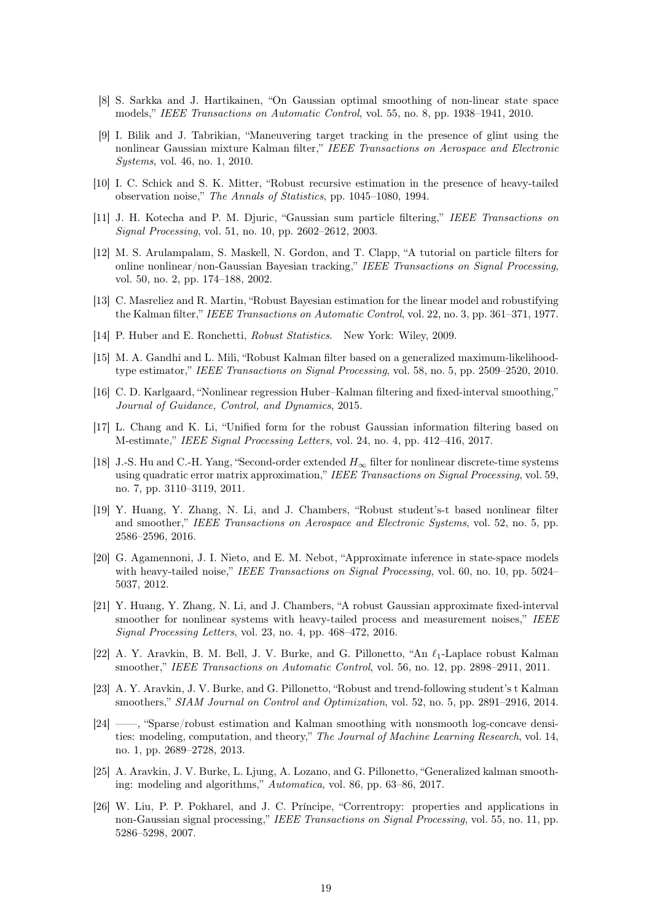[8] S. Sarkka and J. Hartikainen, "On Gaussian optimal smoothing of non-linear state space models," *IEEE Transactions on Automatic Control*, vol. 55, no. 8, pp. 1938–1941, 2010.

[9] I. Bilik and J. Tabrikian, "Maneuvering target tracking in the presence of glint using the nonlinear Gaussian mixture Kalman filter," *IEEE Transactions on Aerospace and Electronic Systems*, vol. 46, no. 1, 2010.

[10] I. C. Schick and S. K. Mitter, "Robust recursive estimation in the presence of heavy-tailed observation noise," *The Annals of Statistics*, pp. 1045–1080, 1994.

[11] J. H. Kotecha and P. M. Djuric, "Gaussian sum particle filtering," *IEEE Transactions on Signal Processing*, vol. 51, no. 10, pp. 2602–2612, 2003.

[12] M. S. Arulampalam, S. Maskell, N. Gordon, and T. Clapp, "A tutorial on particle filters for online nonlinear/non-Gaussian Bayesian tracking," *IEEE Transactions on Signal Processing*, vol. 50, no. 2, pp. 174–188, 2002.

[13] C. Masreliez and R. Martin, "Robust Bayesian estimation for the linear model and robustifying the Kalman filter," *IEEE Transactions on Automatic Control*, vol. 22, no. 3, pp. 361–371, 1977.

[14] P. Huber and E. Ronchetti, *Robust Statistics*. New York: Wiley, 2009.

[15] M. A. Gandhi and L. Mili, "Robust Kalman filter based on a generalized maximum-likelihood-type estimator," *IEEE Transactions on Signal Processing*, vol. 58, no. 5, pp. 2509–2520, 2010.

[16] C. D. Karlgaard, "Nonlinear regression Huber–Kalman filtering and fixed-interval smoothing," *Journal of Guidance, Control, and Dynamics*, 2015.

[17] L. Chang and K. Li, "Unified form for the robust Gaussian information filtering based on M-estimate," *IEEE Signal Processing Letters*, vol. 24, no. 4, pp. 412–416, 2017.

[18] J.-S. Hu and C.-H. Yang, "Second-order extended $H_\infty$ filter for nonlinear discrete-time systems using quadratic error matrix approximation," *IEEE Transactions on Signal Processing*, vol. 59, no. 7, pp. 3110–3119, 2011.

[19] Y. Huang, Y. Zhang, N. Li, and J. Chambers, "Robust student's-t based nonlinear filter and smoother," *IEEE Transactions on Aerospace and Electronic Systems*, vol. 52, no. 5, pp. 2586–2596, 2016.

[20] G. Agamennoni, J. I. Nieto, and E. M. Nebot, "Approximate inference in state-space models with heavy-tailed noise," *IEEE Transactions on Signal Processing*, vol. 60, no. 10, pp. 5024–5037, 2012.

[21] Y. Huang, Y. Zhang, N. Li, and J. Chambers, "A robust Gaussian approximate fixed-interval smoother for nonlinear systems with heavy-tailed process and measurement noises," *IEEE Signal Processing Letters*, vol. 23, no. 4, pp. 468–472, 2016.

[22] A. Y. Aravkin, B. M. Bell, J. V. Burke, and G. Pillonetto, "An $\ell_1$-Laplace robust Kalman smoother," *IEEE Transactions on Automatic Control*, vol. 56, no. 12, pp. 2898–2911, 2011.

[23] A. Y. Aravkin, J. V. Burke, and G. Pillonetto, "Robust and trend-following student's t Kalman smoothers," *SIAM Journal on Control and Optimization*, vol. 52, no. 5, pp. 2891–2916, 2014.

[24] ——, "Sparse/robust estimation and Kalman smoothing with nonsmooth log-concave densities: modeling, computation, and theory," *The Journal of Machine Learning Research*, vol. 14, no. 1, pp. 2689–2728, 2013.

[25] A. Aravkin, J. V. Burke, L. Ljung, A. Lozano, and G. Pillonetto, "Generalized kalman smoothing: modeling and algorithms," *Automatica*, vol. 86, pp. 63–86, 2017.

[26] W. Liu, P. P. Pokharel, and J. C. Príncipe, "Correntropy: properties and applications in non-Gaussian signal processing," *IEEE Transactions on Signal Processing*, vol. 55, no. 11, pp. 5286–5298, 2007.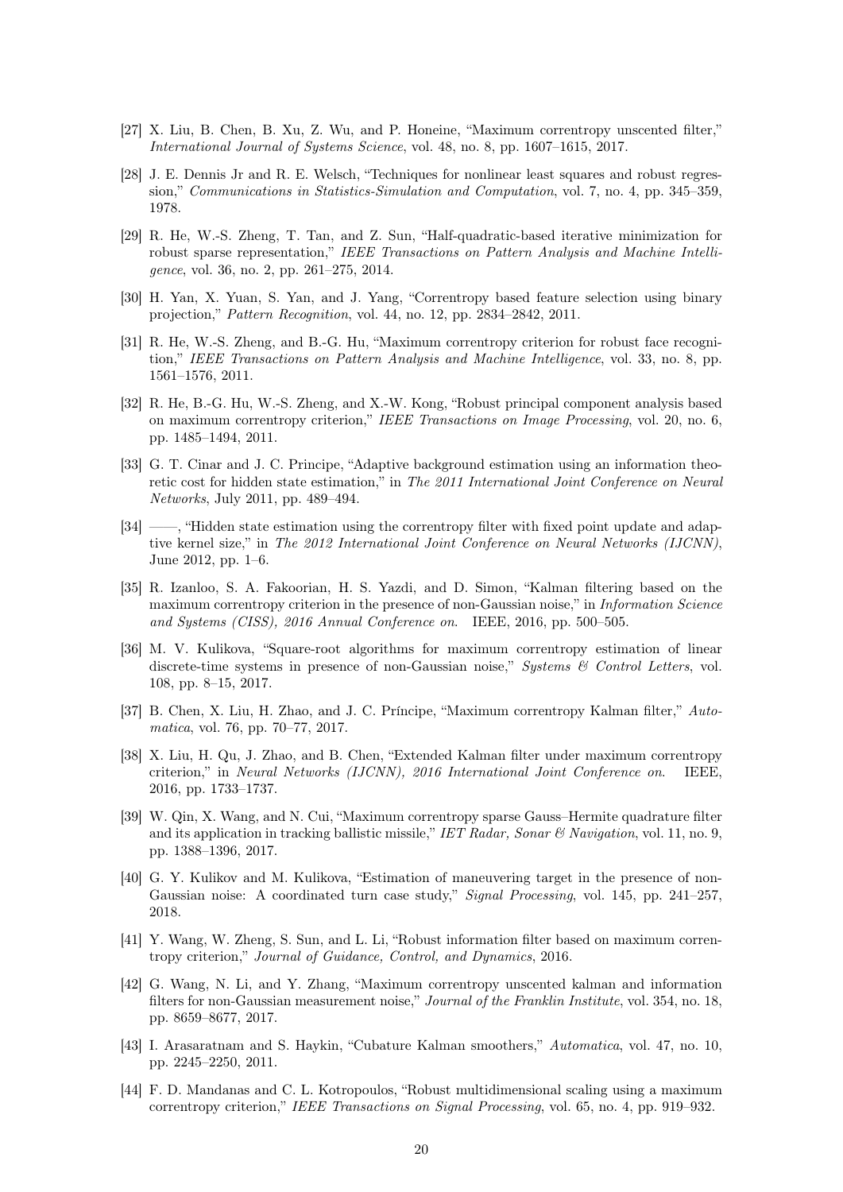[27] X. Liu, B. Chen, B. Xu, Z. Wu, and P. Honeine, "Maximum correntropy unscented filter," *International Journal of Systems Science*, vol. 48, no. 8, pp. 1607–1615, 2017.

[28] J. E. Dennis Jr and R. E. Welsch, "Techniques for nonlinear least squares and robust regression," *Communications in Statistics-Simulation and Computation*, vol. 7, no. 4, pp. 345–359, 1978.

[29] R. He, W.-S. Zheng, T. Tan, and Z. Sun, "Half-quadratic-based iterative minimization for robust sparse representation," *IEEE Transactions on Pattern Analysis and Machine Intelligence*, vol. 36, no. 2, pp. 261–275, 2014.

[30] H. Yan, X. Yuan, S. Yan, and J. Yang, "Correntropy based feature selection using binary projection," *Pattern Recognition*, vol. 44, no. 12, pp. 2834–2842, 2011.

[31] R. He, W.-S. Zheng, and B.-G. Hu, "Maximum correntropy criterion for robust face recognition," *IEEE Transactions on Pattern Analysis and Machine Intelligence*, vol. 33, no. 8, pp. 1561–1576, 2011.

[32] R. He, B.-G. Hu, W.-S. Zheng, and X.-W. Kong, "Robust principal component analysis based on maximum correntropy criterion," *IEEE Transactions on Image Processing*, vol. 20, no. 6, pp. 1485–1494, 2011.

[33] G. T. Cinar and J. C. Principe, "Adaptive background estimation using an information theoretic cost for hidden state estimation," in *The 2011 International Joint Conference on Neural Networks*, July 2011, pp. 489–494.

[34] ——, "Hidden state estimation using the correntropy filter with fixed point update and adaptive kernel size," in *The 2012 International Joint Conference on Neural Networks (IJCNN)*, June 2012, pp. 1–6.

[35] R. Izanloo, S. A. Fakoorian, H. S. Yazdi, and D. Simon, "Kalman filtering based on the maximum correntropy criterion in the presence of non-Gaussian noise," in *Information Science and Systems (CISS), 2016 Annual Conference on*. IEEE, 2016, pp. 500–505.

[36] M. V. Kulikova, "Square-root algorithms for maximum correntropy estimation of linear discrete-time systems in presence of non-Gaussian noise," *Systems & Control Letters*, vol. 108, pp. 8–15, 2017.

[37] B. Chen, X. Liu, H. Zhao, and J. C. Príncipe, "Maximum correntropy Kalman filter," *Automatica*, vol. 76, pp. 70–77, 2017.

[38] X. Liu, H. Qu, J. Zhao, and B. Chen, "Extended Kalman filter under maximum correntropy criterion," in *Neural Networks (IJCNN), 2016 International Joint Conference on*. IEEE, 2016, pp. 1733–1737.

[39] W. Qin, X. Wang, and N. Cui, "Maximum correntropy sparse Gauss–Hermite quadrature filter and its application in tracking ballistic missile," *IET Radar, Sonar & Navigation*, vol. 11, no. 9, pp. 1388–1396, 2017.

[40] G. Y. Kulikov and M. Kulikova, "Estimation of maneuvering target in the presence of non-Gaussian noise: A coordinated turn case study," *Signal Processing*, vol. 145, pp. 241–257, 2018.

[41] Y. Wang, W. Zheng, S. Sun, and L. Li, "Robust information filter based on maximum correntropy criterion," *Journal of Guidance, Control, and Dynamics*, 2016.

[42] G. Wang, N. Li, and Y. Zhang, "Maximum correntropy unscented kalman and information filters for non-Gaussian measurement noise," *Journal of the Franklin Institute*, vol. 354, no. 18, pp. 8659–8677, 2017.

[43] I. Arasaratnam and S. Haykin, "Cubature Kalman smoothers," *Automatica*, vol. 47, no. 10, pp. 2245–2250, 2011.

[44] F. D. Mandanas and C. L. Kotropoulos, "Robust multidimensional scaling using a maximum correntropy criterion," *IEEE Transactions on Signal Processing*, vol. 65, no. 4, pp. 919–932.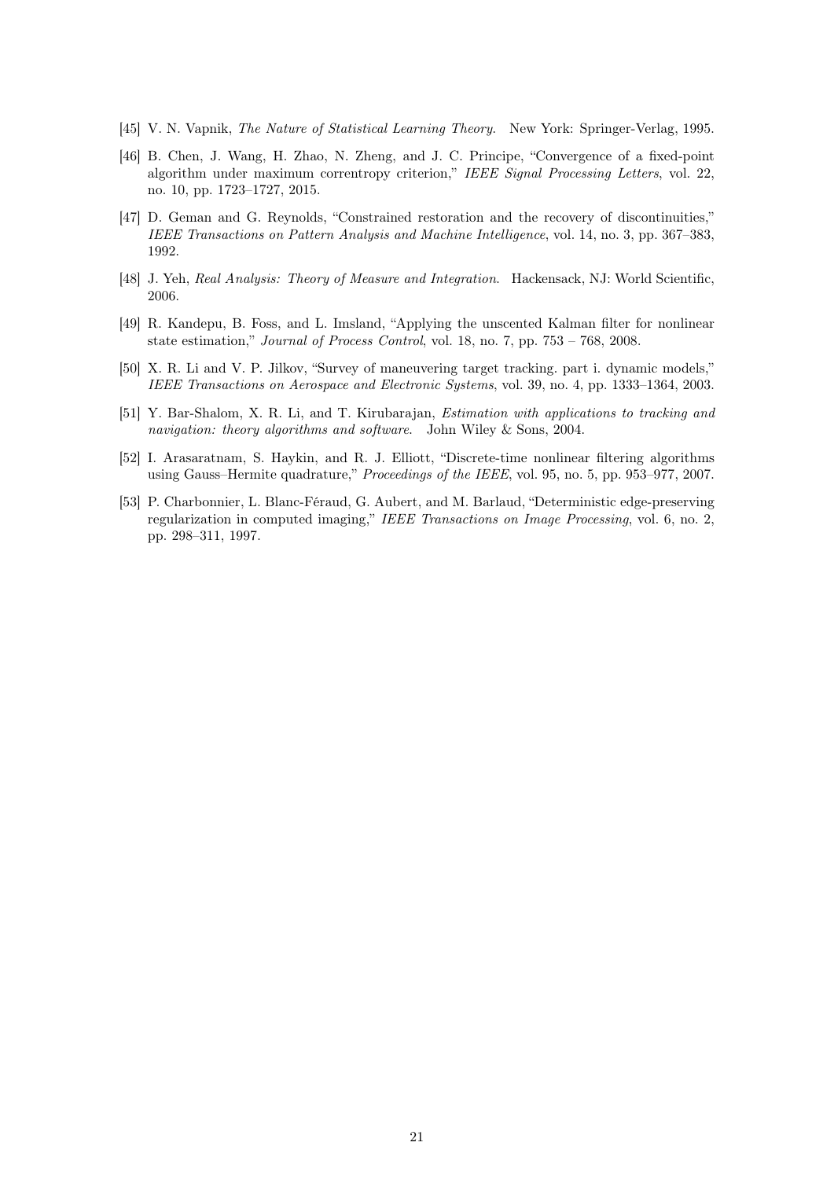[45] V. N. Vapnik, *The Nature of Statistical Learning Theory*. New York: Springer-Verlag, 1995.

[46] B. Chen, J. Wang, H. Zhao, N. Zheng, and J. C. Principe, "Convergence of a fixed-point algorithm under maximum correntropy criterion," *IEEE Signal Processing Letters*, vol. 22, no. 10, pp. 1723–1727, 2015.

[47] D. Geman and G. Reynolds, "Constrained restoration and the recovery of discontinuities," *IEEE Transactions on Pattern Analysis and Machine Intelligence*, vol. 14, no. 3, pp. 367–383, 1992.

[48] J. Yeh, *Real Analysis: Theory of Measure and Integration*. Hackensack, NJ: World Scientific, 2006.

[49] R. Kandepu, B. Foss, and L. Imsland, "Applying the unscented Kalman filter for nonlinear state estimation," *Journal of Process Control*, vol. 18, no. 7, pp. 753 – 768, 2008.

[50] X. R. Li and V. P. Jilkov, "Survey of maneuvering target tracking. part i. dynamic models," *IEEE Transactions on Aerospace and Electronic Systems*, vol. 39, no. 4, pp. 1333–1364, 2003.

[51] Y. Bar-Shalom, X. R. Li, and T. Kirubarajan, *Estimation with applications to tracking and navigation: theory algorithms and software*. John Wiley & Sons, 2004.

[52] I. Arasaratnam, S. Haykin, and R. J. Elliott, "Discrete-time nonlinear filtering algorithms using Gauss–Hermite quadrature," *Proceedings of the IEEE*, vol. 95, no. 5, pp. 953–977, 2007.

[53] P. Charbonnier, L. Blanc-Féraud, G. Aubert, and M. Barlaud, "Deterministic edge-preserving regularization in computed imaging," *IEEE Transactions on Image Processing*, vol. 6, no. 2, pp. 298–311, 1997.